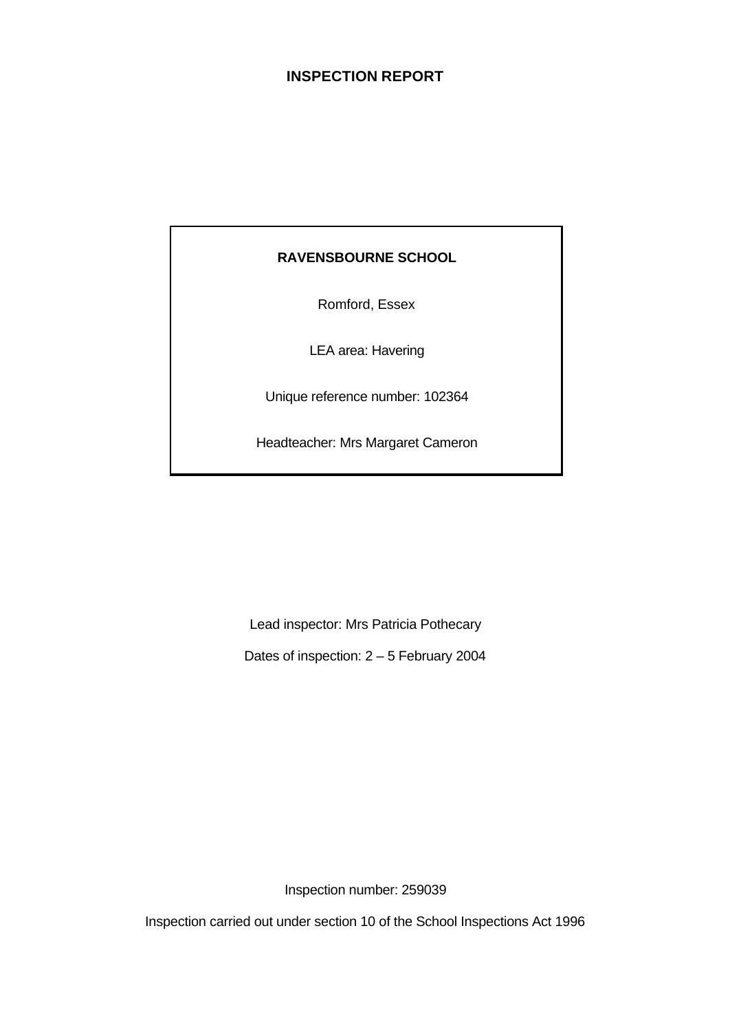# INSPECTION REPORT

**RAVENSBOURNE SCHOOL**

Romford, Essex

LEA area: Havering

Unique reference number: 102364

Headteacher: Mrs Margaret Cameron

Lead inspector: Mrs Patricia Pothecary

Dates of inspection: 2 – 5 February 2004

Inspection number: 259039

Inspection carried out under section 10 of the School Inspections Act 1996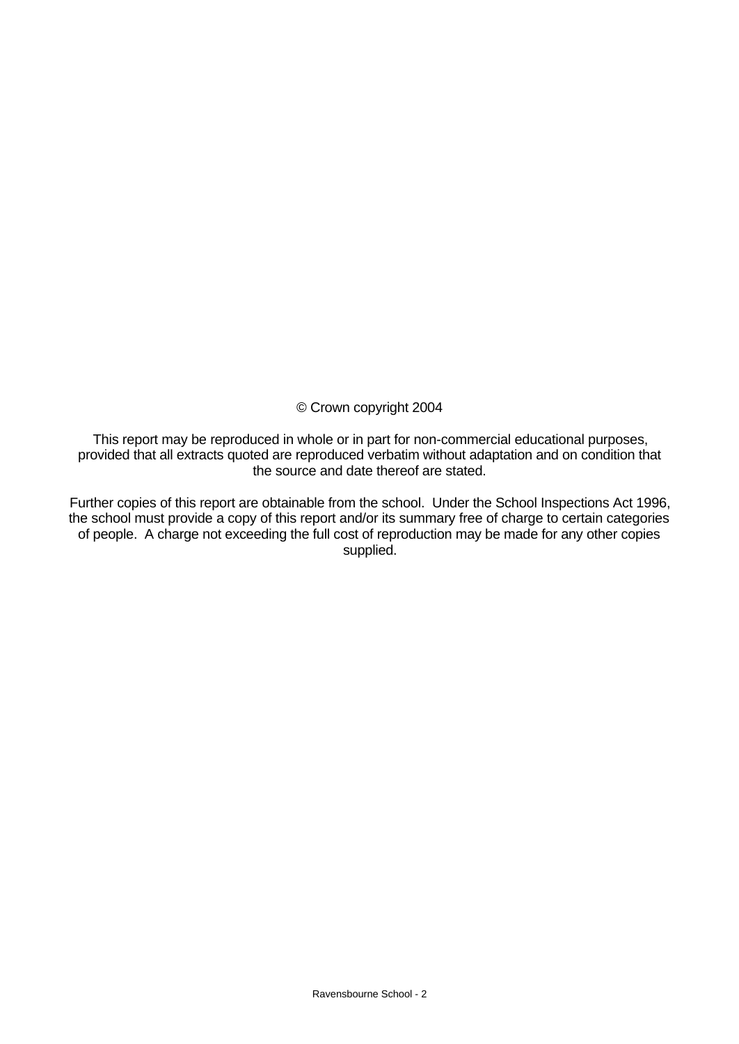© Crown copyright 2004

This report may be reproduced in whole or in part for non-commercial educational purposes, provided that all extracts quoted are reproduced verbatim without adaptation and on condition that the source and date thereof are stated.

Further copies of this report are obtainable from the school. Under the School Inspections Act 1996, the school must provide a copy of this report and/or its summary free of charge to certain categories of people. A charge not exceeding the full cost of reproduction may be made for any other copies supplied.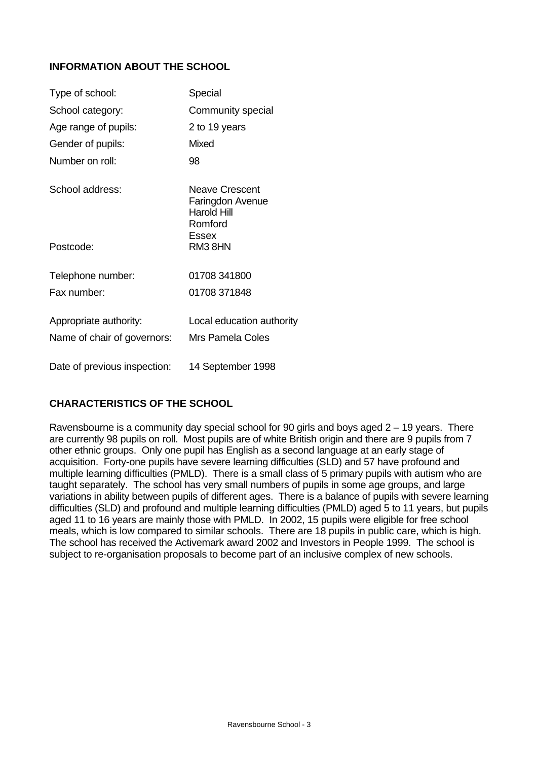## INFORMATION ABOUT THE SCHOOL

| | |
|---|---|
| Type of school: | Special |
| School category: | Community special |
| Age range of pupils: | 2 to 19 years |
| Gender of pupils: | Mixed |
| Number on roll: | 98 |
| School address: | Neave Crescent<br>Faringdon Avenue<br>Harold Hill<br>Romford<br>Essex |
| Postcode: | RM3 8HN |
| Telephone number: | 01708 341800 |
| Fax number: | 01708 371848 |
| Appropriate authority: | Local education authority |
| Name of chair of governors: | Mrs Pamela Coles |
| Date of previous inspection: | 14 September 1998 |

## CHARACTERISTICS OF THE SCHOOL

Ravensbourne is a community day special school for 90 girls and boys aged 2 – 19 years. There are currently 98 pupils on roll. Most pupils are of white British origin and there are 9 pupils from 7 other ethnic groups. Only one pupil has English as a second language at an early stage of acquisition. Forty-one pupils have severe learning difficulties (SLD) and 57 have profound and multiple learning difficulties (PMLD). There is a small class of 5 primary pupils with autism who are taught separately. The school has very small numbers of pupils in some age groups, and large variations in ability between pupils of different ages. There is a balance of pupils with severe learning difficulties (SLD) and profound and multiple learning difficulties (PMLD) aged 5 to 11 years, but pupils aged 11 to 16 years are mainly those with PMLD. In 2002, 15 pupils were eligible for free school meals, which is low compared to similar schools. There are 18 pupils in public care, which is high. The school has received the Activemark award 2002 and Investors in People 1999. The school is subject to re-organisation proposals to become part of an inclusive complex of new schools.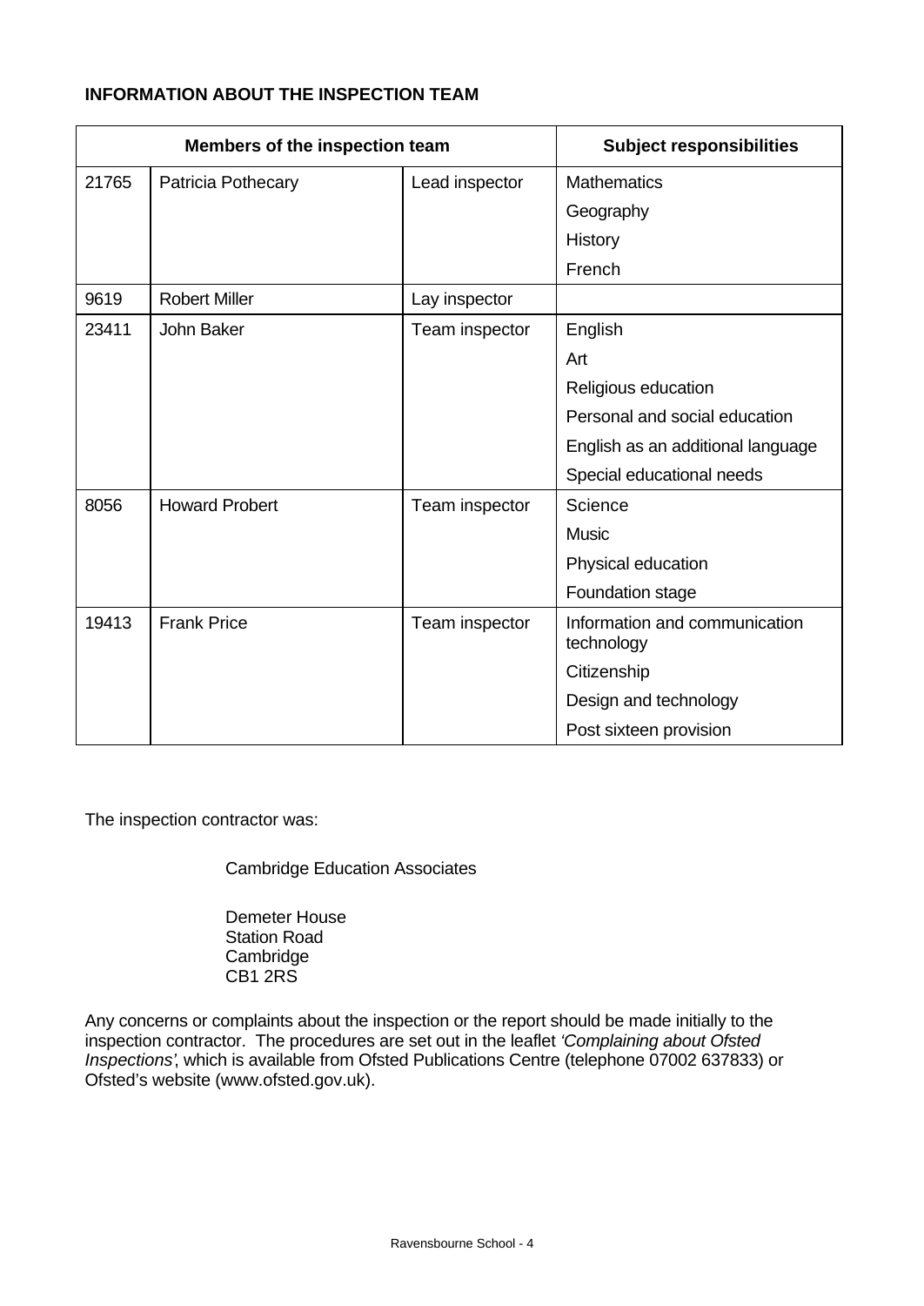**INFORMATION ABOUT THE INSPECTION TEAM**

| Members of the inspection team | | | Subject responsibilities |
|---|---|---|---|
| 21765 | Patricia Pothecary | Lead inspector | Mathematics |
| | | | Geography |
| | | | History |
| | | | French |
| 9619 | Robert Miller | Lay inspector | |
| 23411 | John Baker | Team inspector | English |
| | | | Art |
| | | | Religious education |
| | | | Personal and social education |
| | | | English as an additional language |
| | | | Special educational needs |
| 8056 | Howard Probert | Team inspector | Science |
| | | | Music |
| | | | Physical education |
| | | | Foundation stage |
| 19413 | Frank Price | Team inspector | Information and communication technology |
| | | | Citizenship |
| | | | Design and technology |
| | | | Post sixteen provision |

The inspection contractor was:

Cambridge Education Associates

Demeter House
Station Road
Cambridge
CB1 2RS

Any concerns or complaints about the inspection or the report should be made initially to the inspection contractor. The procedures are set out in the leaflet *'Complaining about Ofsted Inspections'*, which is available from Ofsted Publications Centre (telephone 07002 637833) or Ofsted's website (www.ofsted.gov.uk).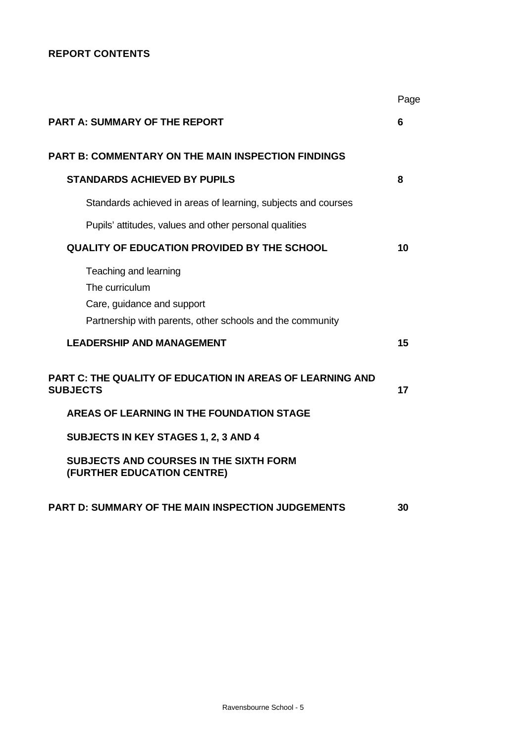**REPORT CONTENTS**

| | Page |
|---|---|
| **PART A: SUMMARY OF THE REPORT** | **6** |
| **PART B: COMMENTARY ON THE MAIN INSPECTION FINDINGS** | |
| **STANDARDS ACHIEVED BY PUPILS** | **8** |
| Standards achieved in areas of learning, subjects and courses | |
| Pupils' attitudes, values and other personal qualities | |
| **QUALITY OF EDUCATION PROVIDED BY THE SCHOOL** | **10** |
| Teaching and learning | |
| The curriculum | |
| Care, guidance and support | |
| Partnership with parents, other schools and the community | |
| **LEADERSHIP AND MANAGEMENT** | **15** |
| **PART C: THE QUALITY OF EDUCATION IN AREAS OF LEARNING AND SUBJECTS** | **17** |
| **AREAS OF LEARNING IN THE FOUNDATION STAGE** | |
| **SUBJECTS IN KEY STAGES 1, 2, 3 AND 4** | |
| **SUBJECTS AND COURSES IN THE SIXTH FORM (FURTHER EDUCATION CENTRE)** | |
| **PART D: SUMMARY OF THE MAIN INSPECTION JUDGEMENTS** | **30** |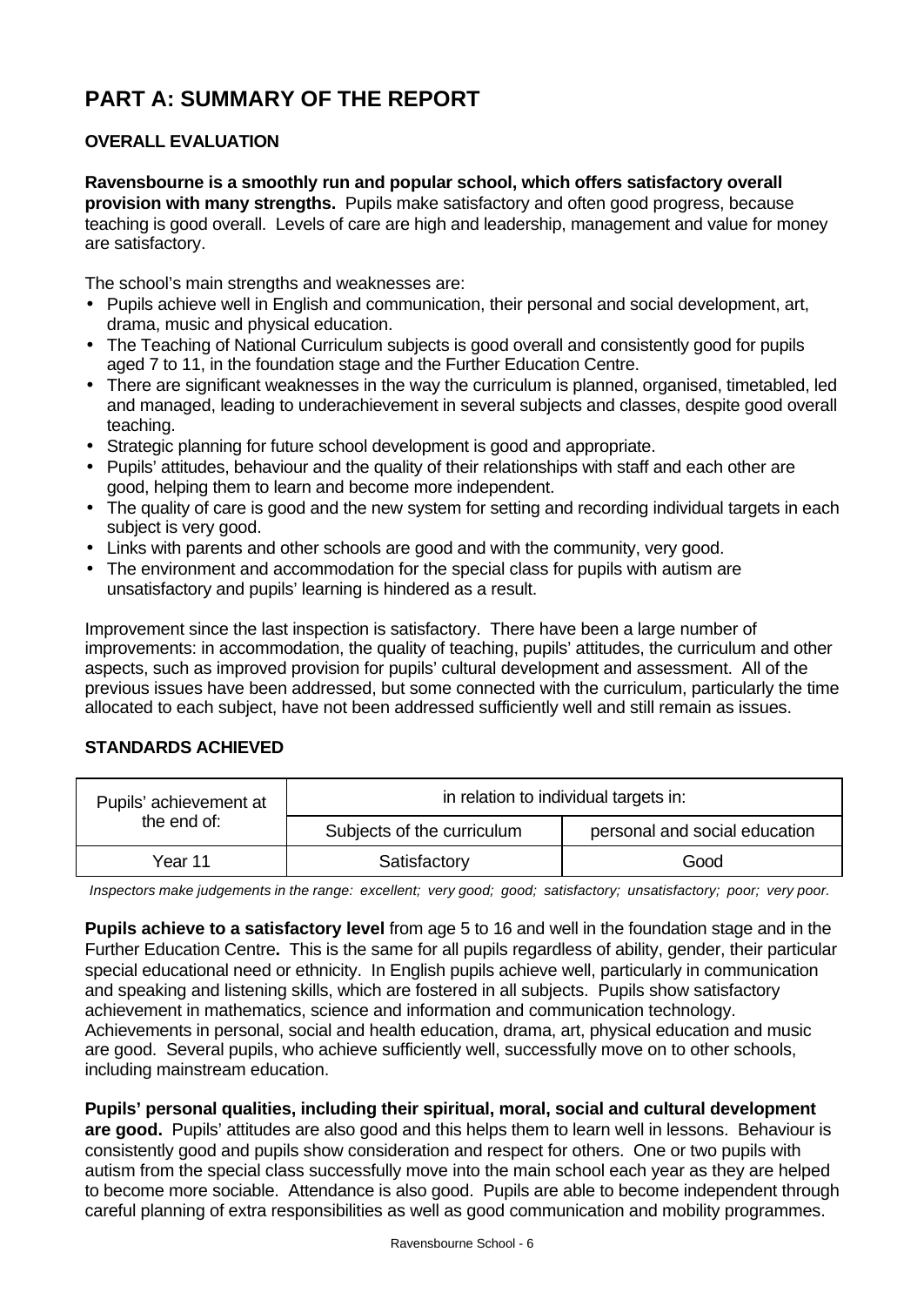# PART A: SUMMARY OF THE REPORT

## OVERALL EVALUATION

**Ravensbourne is a smoothly run and popular school, which offers satisfactory overall provision with many strengths.** Pupils make satisfactory and often good progress, because teaching is good overall. Levels of care are high and leadership, management and value for money are satisfactory.

The school's main strengths and weaknesses are:

- Pupils achieve well in English and communication, their personal and social development, art, drama, music and physical education.
- The Teaching of National Curriculum subjects is good overall and consistently good for pupils aged 7 to 11, in the foundation stage and the Further Education Centre.
- There are significant weaknesses in the way the curriculum is planned, organised, timetabled, led and managed, leading to underachievement in several subjects and classes, despite good overall teaching.
- Strategic planning for future school development is good and appropriate.
- Pupils' attitudes, behaviour and the quality of their relationships with staff and each other are good, helping them to learn and become more independent.
- The quality of care is good and the new system for setting and recording individual targets in each subject is very good.
- Links with parents and other schools are good and with the community, very good.
- The environment and accommodation for the special class for pupils with autism are unsatisfactory and pupils' learning is hindered as a result.

Improvement since the last inspection is satisfactory. There have been a large number of improvements: in accommodation, the quality of teaching, pupils' attitudes, the curriculum and other aspects, such as improved provision for pupils' cultural development and assessment. All of the previous issues have been addressed, but some connected with the curriculum, particularly the time allocated to each subject, have not been addressed sufficiently well and still remain as issues.

## STANDARDS ACHIEVED

| Pupils' achievement at the end of: | in relation to individual targets in: | |
|---|---|---|
| | Subjects of the curriculum | personal and social education |
| Year 11 | Satisfactory | Good |

*Inspectors make judgements in the range: excellent; very good; good; satisfactory; unsatisfactory; poor; very poor.*

**Pupils achieve to a satisfactory level** from age 5 to 16 and well in the foundation stage and in the Further Education Centre**.** This is the same for all pupils regardless of ability, gender, their particular special educational need or ethnicity. In English pupils achieve well, particularly in communication and speaking and listening skills, which are fostered in all subjects. Pupils show satisfactory achievement in mathematics, science and information and communication technology. Achievements in personal, social and health education, drama, art, physical education and music are good. Several pupils, who achieve sufficiently well, successfully move on to other schools, including mainstream education.

**Pupils' personal qualities, including their spiritual, moral, social and cultural development are good.** Pupils' attitudes are also good and this helps them to learn well in lessons. Behaviour is consistently good and pupils show consideration and respect for others. One or two pupils with autism from the special class successfully move into the main school each year as they are helped to become more sociable. Attendance is also good. Pupils are able to become independent through careful planning of extra responsibilities as well as good communication and mobility programmes.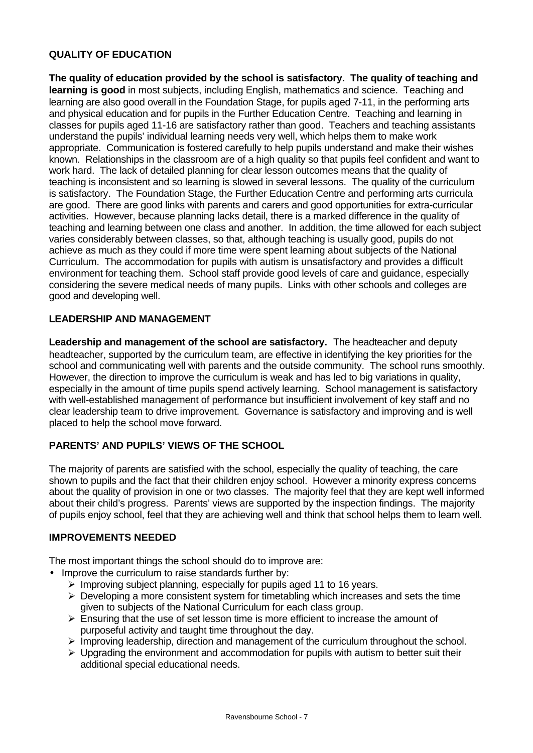### QUALITY OF EDUCATION

**The quality of education provided by the school is satisfactory. The quality of teaching and learning is good** in most subjects, including English, mathematics and science. Teaching and learning are also good overall in the Foundation Stage, for pupils aged 7-11, in the performing arts and physical education and for pupils in the Further Education Centre. Teaching and learning in classes for pupils aged 11-16 are satisfactory rather than good. Teachers and teaching assistants understand the pupils' individual learning needs very well, which helps them to make work appropriate. Communication is fostered carefully to help pupils understand and make their wishes known. Relationships in the classroom are of a high quality so that pupils feel confident and want to work hard. The lack of detailed planning for clear lesson outcomes means that the quality of teaching is inconsistent and so learning is slowed in several lessons. The quality of the curriculum is satisfactory. The Foundation Stage, the Further Education Centre and performing arts curricula are good. There are good links with parents and carers and good opportunities for extra-curricular activities. However, because planning lacks detail, there is a marked difference in the quality of teaching and learning between one class and another. In addition, the time allowed for each subject varies considerably between classes, so that, although teaching is usually good, pupils do not achieve as much as they could if more time were spent learning about subjects of the National Curriculum. The accommodation for pupils with autism is unsatisfactory and provides a difficult environment for teaching them. School staff provide good levels of care and guidance, especially considering the severe medical needs of many pupils. Links with other schools and colleges are good and developing well.

### LEADERSHIP AND MANAGEMENT

**Leadership and management of the school are satisfactory.** The headteacher and deputy headteacher, supported by the curriculum team, are effective in identifying the key priorities for the school and communicating well with parents and the outside community. The school runs smoothly. However, the direction to improve the curriculum is weak and has led to big variations in quality, especially in the amount of time pupils spend actively learning. School management is satisfactory with well-established management of performance but insufficient involvement of key staff and no clear leadership team to drive improvement. Governance is satisfactory and improving and is well placed to help the school move forward.

### PARENTS' AND PUPILS' VIEWS OF THE SCHOOL

The majority of parents are satisfied with the school, especially the quality of teaching, the care shown to pupils and the fact that their children enjoy school. However a minority express concerns about the quality of provision in one or two classes. The majority feel that they are kept well informed about their child's progress. Parents' views are supported by the inspection findings. The majority of pupils enjoy school, feel that they are achieving well and think that school helps them to learn well.

### IMPROVEMENTS NEEDED

The most important things the school should do to improve are:

- Improve the curriculum to raise standards further by:
  - Improving subject planning, especially for pupils aged 11 to 16 years.
  - Developing a more consistent system for timetabling which increases and sets the time given to subjects of the National Curriculum for each class group.
  - Ensuring that the use of set lesson time is more efficient to increase the amount of purposeful activity and taught time throughout the day.
  - Improving leadership, direction and management of the curriculum throughout the school.
  - Upgrading the environment and accommodation for pupils with autism to better suit their additional special educational needs.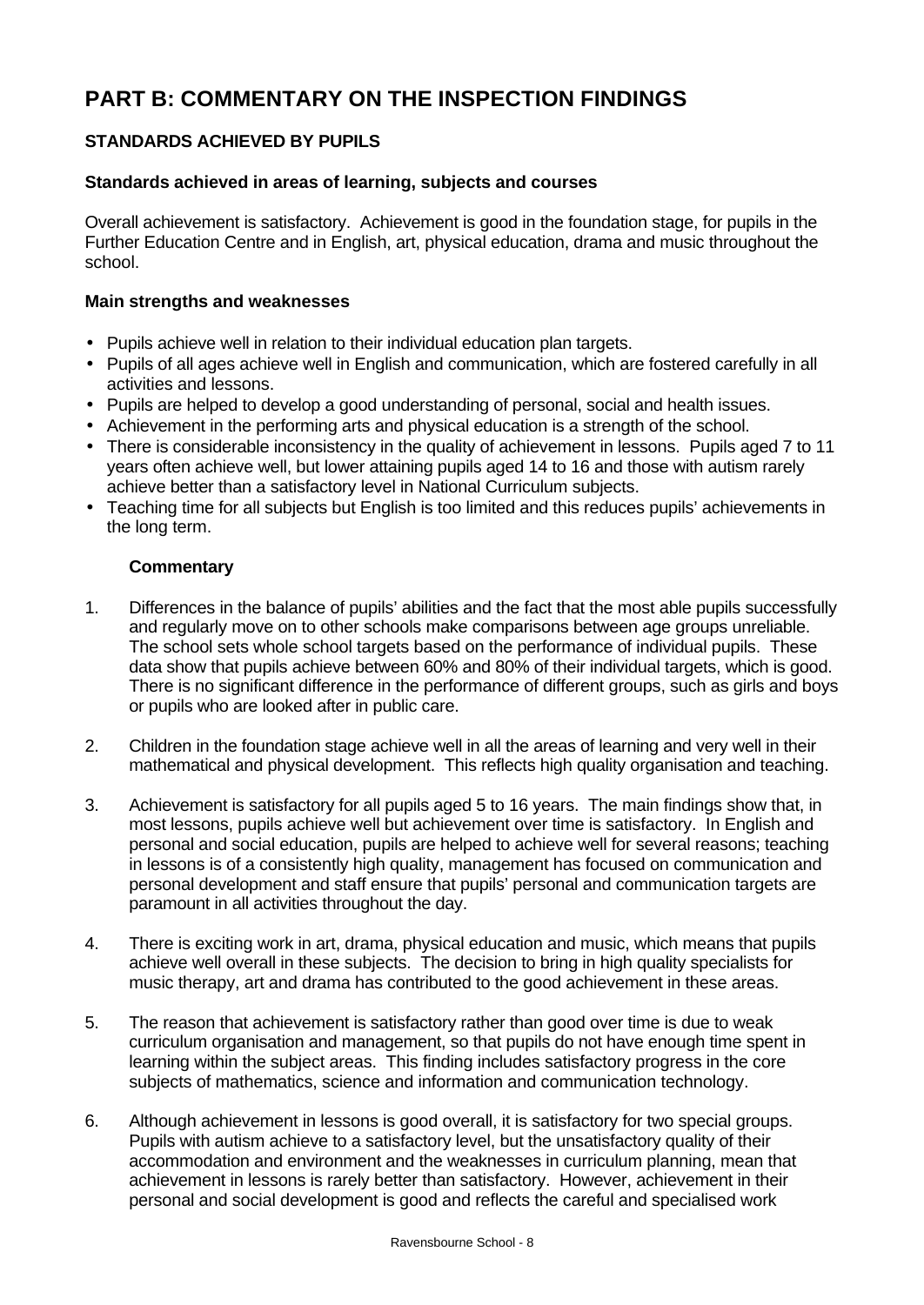# PART B: COMMENTARY ON THE INSPECTION FINDINGS

## STANDARDS ACHIEVED BY PUPILS

### Standards achieved in areas of learning, subjects and courses

Overall achievement is satisfactory. Achievement is good in the foundation stage, for pupils in the Further Education Centre and in English, art, physical education, drama and music throughout the school.

### Main strengths and weaknesses

- Pupils achieve well in relation to their individual education plan targets.
- Pupils of all ages achieve well in English and communication, which are fostered carefully in all activities and lessons.
- Pupils are helped to develop a good understanding of personal, social and health issues.
- Achievement in the performing arts and physical education is a strength of the school.
- There is considerable inconsistency in the quality of achievement in lessons. Pupils aged 7 to 11 years often achieve well, but lower attaining pupils aged 14 to 16 and those with autism rarely achieve better than a satisfactory level in National Curriculum subjects.
- Teaching time for all subjects but English is too limited and this reduces pupils' achievements in the long term.

**Commentary**

1. Differences in the balance of pupils' abilities and the fact that the most able pupils successfully and regularly move on to other schools make comparisons between age groups unreliable. The school sets whole school targets based on the performance of individual pupils. These data show that pupils achieve between 60% and 80% of their individual targets, which is good. There is no significant difference in the performance of different groups, such as girls and boys or pupils who are looked after in public care.

2. Children in the foundation stage achieve well in all the areas of learning and very well in their mathematical and physical development. This reflects high quality organisation and teaching.

3. Achievement is satisfactory for all pupils aged 5 to 16 years. The main findings show that, in most lessons, pupils achieve well but achievement over time is satisfactory. In English and personal and social education, pupils are helped to achieve well for several reasons; teaching in lessons is of a consistently high quality, management has focused on communication and personal development and staff ensure that pupils' personal and communication targets are paramount in all activities throughout the day.

4. There is exciting work in art, drama, physical education and music, which means that pupils achieve well overall in these subjects. The decision to bring in high quality specialists for music therapy, art and drama has contributed to the good achievement in these areas.

5. The reason that achievement is satisfactory rather than good over time is due to weak curriculum organisation and management, so that pupils do not have enough time spent in learning within the subject areas. This finding includes satisfactory progress in the core subjects of mathematics, science and information and communication technology.

6. Although achievement in lessons is good overall, it is satisfactory for two special groups. Pupils with autism achieve to a satisfactory level, but the unsatisfactory quality of their accommodation and environment and the weaknesses in curriculum planning, mean that achievement in lessons is rarely better than satisfactory. However, achievement in their personal and social development is good and reflects the careful and specialised work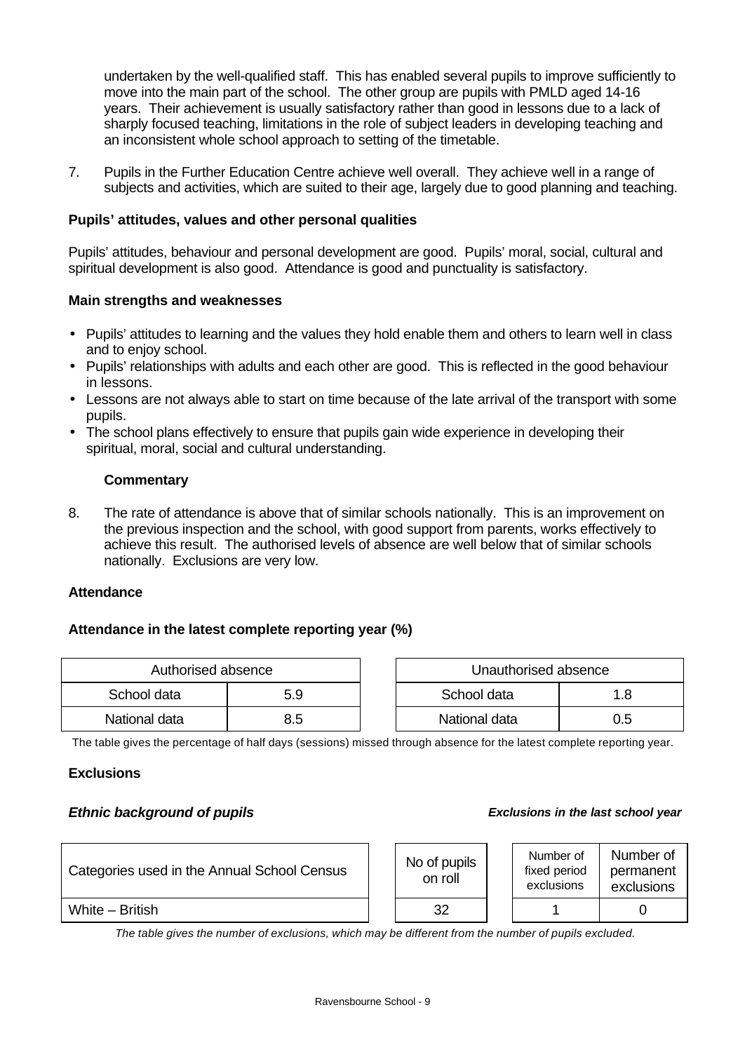undertaken by the well-qualified staff. This has enabled several pupils to improve sufficiently to move into the main part of the school. The other group are pupils with PMLD aged 14-16 years. Their achievement is usually satisfactory rather than good in lessons due to a lack of sharply focused teaching, limitations in the role of subject leaders in developing teaching and an inconsistent whole school approach to setting of the timetable.

7. Pupils in the Further Education Centre achieve well overall. They achieve well in a range of subjects and activities, which are suited to their age, largely due to good planning and teaching.

**Pupils' attitudes, values and other personal qualities**

Pupils' attitudes, behaviour and personal development are good. Pupils' moral, social, cultural and spiritual development is also good. Attendance is good and punctuality is satisfactory.

**Main strengths and weaknesses**

- Pupils' attitudes to learning and the values they hold enable them and others to learn well in class and to enjoy school.
- Pupils' relationships with adults and each other are good. This is reflected in the good behaviour in lessons.
- Lessons are not always able to start on time because of the late arrival of the transport with some pupils.
- The school plans effectively to ensure that pupils gain wide experience in developing their spiritual, moral, social and cultural understanding.

**Commentary**

8. The rate of attendance is above that of similar schools nationally. This is an improvement on the previous inspection and the school, with good support from parents, works effectively to achieve this result. The authorised levels of absence are well below that of similar schools nationally. Exclusions are very low.

**Attendance**

**Attendance in the latest complete reporting year (%)**

| Authorised absence | |
|---|---|
| School data | 5.9 |
| National data | 8.5 |

| Unauthorised absence | |
|---|---|
| School data | 1.8 |
| National data | 0.5 |

The table gives the percentage of half days (sessions) missed through absence for the latest complete reporting year.

**Exclusions**

***Ethnic background of pupils*** ***Exclusions in the last school year***

| Categories used in the Annual School Census | No of pupils on roll | Number of fixed period exclusions | Number of permanent exclusions |
|---|---|---|---|
| White – British | 32 | 1 | 0 |

*The table gives the number of exclusions, which may be different from the number of pupils excluded.*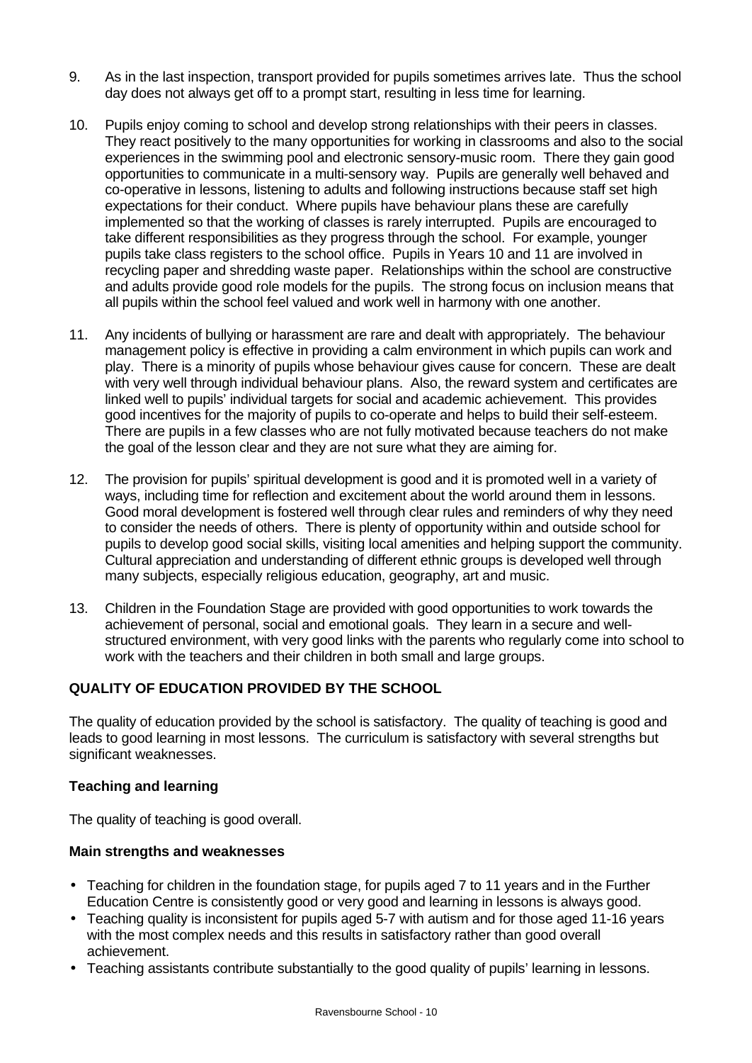9. As in the last inspection, transport provided for pupils sometimes arrives late. Thus the school day does not always get off to a prompt start, resulting in less time for learning.

10. Pupils enjoy coming to school and develop strong relationships with their peers in classes. They react positively to the many opportunities for working in classrooms and also to the social experiences in the swimming pool and electronic sensory-music room. There they gain good opportunities to communicate in a multi-sensory way. Pupils are generally well behaved and co-operative in lessons, listening to adults and following instructions because staff set high expectations for their conduct. Where pupils have behaviour plans these are carefully implemented so that the working of classes is rarely interrupted. Pupils are encouraged to take different responsibilities as they progress through the school. For example, younger pupils take class registers to the school office. Pupils in Years 10 and 11 are involved in recycling paper and shredding waste paper. Relationships within the school are constructive and adults provide good role models for the pupils. The strong focus on inclusion means that all pupils within the school feel valued and work well in harmony with one another.

11. Any incidents of bullying or harassment are rare and dealt with appropriately. The behaviour management policy is effective in providing a calm environment in which pupils can work and play. There is a minority of pupils whose behaviour gives cause for concern. These are dealt with very well through individual behaviour plans. Also, the reward system and certificates are linked well to pupils' individual targets for social and academic achievement. This provides good incentives for the majority of pupils to co-operate and helps to build their self-esteem. There are pupils in a few classes who are not fully motivated because teachers do not make the goal of the lesson clear and they are not sure what they are aiming for.

12. The provision for pupils' spiritual development is good and it is promoted well in a variety of ways, including time for reflection and excitement about the world around them in lessons. Good moral development is fostered well through clear rules and reminders of why they need to consider the needs of others. There is plenty of opportunity within and outside school for pupils to develop good social skills, visiting local amenities and helping support the community. Cultural appreciation and understanding of different ethnic groups is developed well through many subjects, especially religious education, geography, art and music.

13. Children in the Foundation Stage are provided with good opportunities to work towards the achievement of personal, social and emotional goals. They learn in a secure and well-structured environment, with very good links with the parents who regularly come into school to work with the teachers and their children in both small and large groups.

## QUALITY OF EDUCATION PROVIDED BY THE SCHOOL

The quality of education provided by the school is satisfactory. The quality of teaching is good and leads to good learning in most lessons. The curriculum is satisfactory with several strengths but significant weaknesses.

### Teaching and learning

The quality of teaching is good overall.

### Main strengths and weaknesses

- Teaching for children in the foundation stage, for pupils aged 7 to 11 years and in the Further Education Centre is consistently good or very good and learning in lessons is always good.
- Teaching quality is inconsistent for pupils aged 5-7 with autism and for those aged 11-16 years with the most complex needs and this results in satisfactory rather than good overall achievement.
- Teaching assistants contribute substantially to the good quality of pupils' learning in lessons.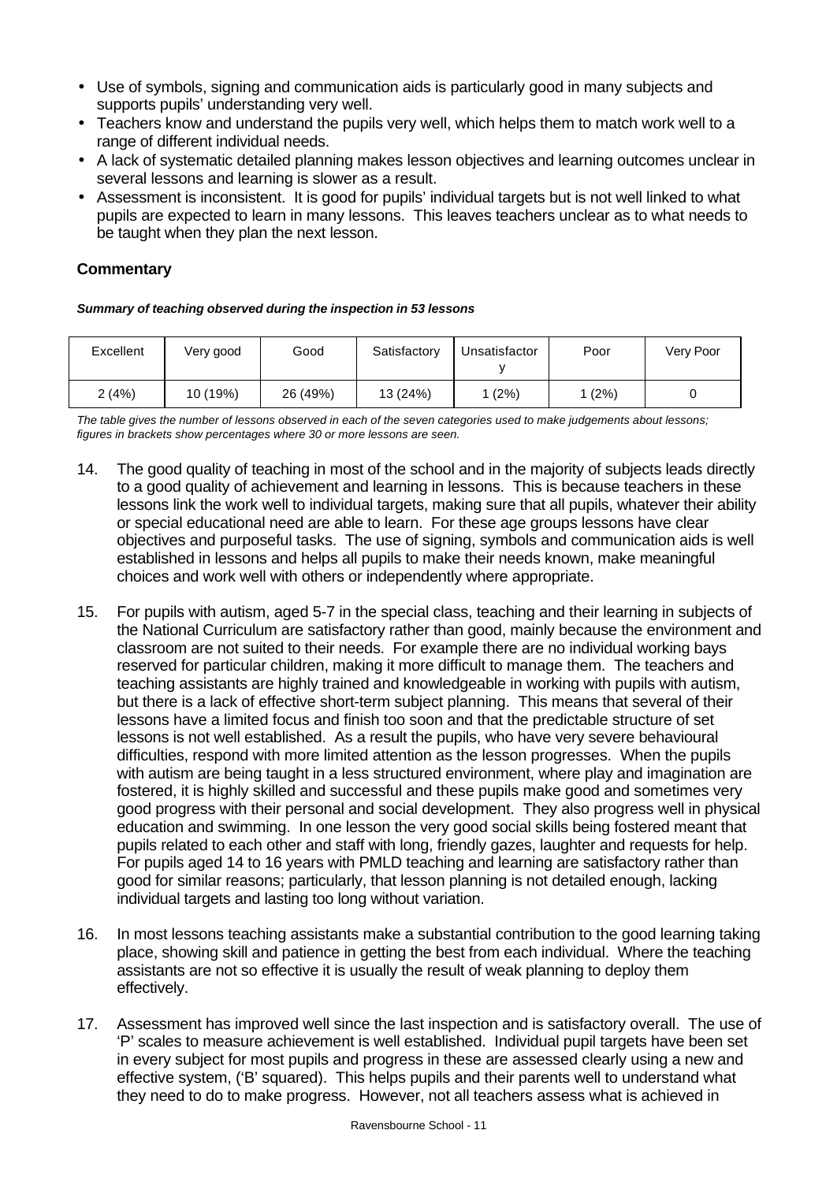- Use of symbols, signing and communication aids is particularly good in many subjects and supports pupils' understanding very well.
- Teachers know and understand the pupils very well, which helps them to match work well to a range of different individual needs.
- A lack of systematic detailed planning makes lesson objectives and learning outcomes unclear in several lessons and learning is slower as a result.
- Assessment is inconsistent. It is good for pupils' individual targets but is not well linked to what pupils are expected to learn in many lessons. This leaves teachers unclear as to what needs to be taught when they plan the next lesson.

## Commentary

***Summary of teaching observed during the inspection in 53 lessons***

| Excellent | Very good | Good | Satisfactory | Unsatisfactory | Poor | Very Poor |
|---|---|---|---|---|---|---|
| 2 (4%) | 10 (19%) | 26 (49%) | 13 (24%) | 1 (2%) | 1 (2%) | 0 |

*The table gives the number of lessons observed in each of the seven categories used to make judgements about lessons; figures in brackets show percentages where 30 or more lessons are seen.*

14. The good quality of teaching in most of the school and in the majority of subjects leads directly to a good quality of achievement and learning in lessons. This is because teachers in these lessons link the work well to individual targets, making sure that all pupils, whatever their ability or special educational need are able to learn. For these age groups lessons have clear objectives and purposeful tasks. The use of signing, symbols and communication aids is well established in lessons and helps all pupils to make their needs known, make meaningful choices and work well with others or independently where appropriate.

15. For pupils with autism, aged 5-7 in the special class, teaching and their learning in subjects of the National Curriculum are satisfactory rather than good, mainly because the environment and classroom are not suited to their needs. For example there are no individual working bays reserved for particular children, making it more difficult to manage them. The teachers and teaching assistants are highly trained and knowledgeable in working with pupils with autism, but there is a lack of effective short-term subject planning. This means that several of their lessons have a limited focus and finish too soon and that the predictable structure of set lessons is not well established. As a result the pupils, who have very severe behavioural difficulties, respond with more limited attention as the lesson progresses. When the pupils with autism are being taught in a less structured environment, where play and imagination are fostered, it is highly skilled and successful and these pupils make good and sometimes very good progress with their personal and social development. They also progress well in physical education and swimming. In one lesson the very good social skills being fostered meant that pupils related to each other and staff with long, friendly gazes, laughter and requests for help. For pupils aged 14 to 16 years with PMLD teaching and learning are satisfactory rather than good for similar reasons; particularly, that lesson planning is not detailed enough, lacking individual targets and lasting too long without variation.

16. In most lessons teaching assistants make a substantial contribution to the good learning taking place, showing skill and patience in getting the best from each individual. Where the teaching assistants are not so effective it is usually the result of weak planning to deploy them effectively.

17. Assessment has improved well since the last inspection and is satisfactory overall. The use of 'P' scales to measure achievement is well established. Individual pupil targets have been set in every subject for most pupils and progress in these are assessed clearly using a new and effective system, ('B' squared). This helps pupils and their parents well to understand what they need to do to make progress. However, not all teachers assess what is achieved in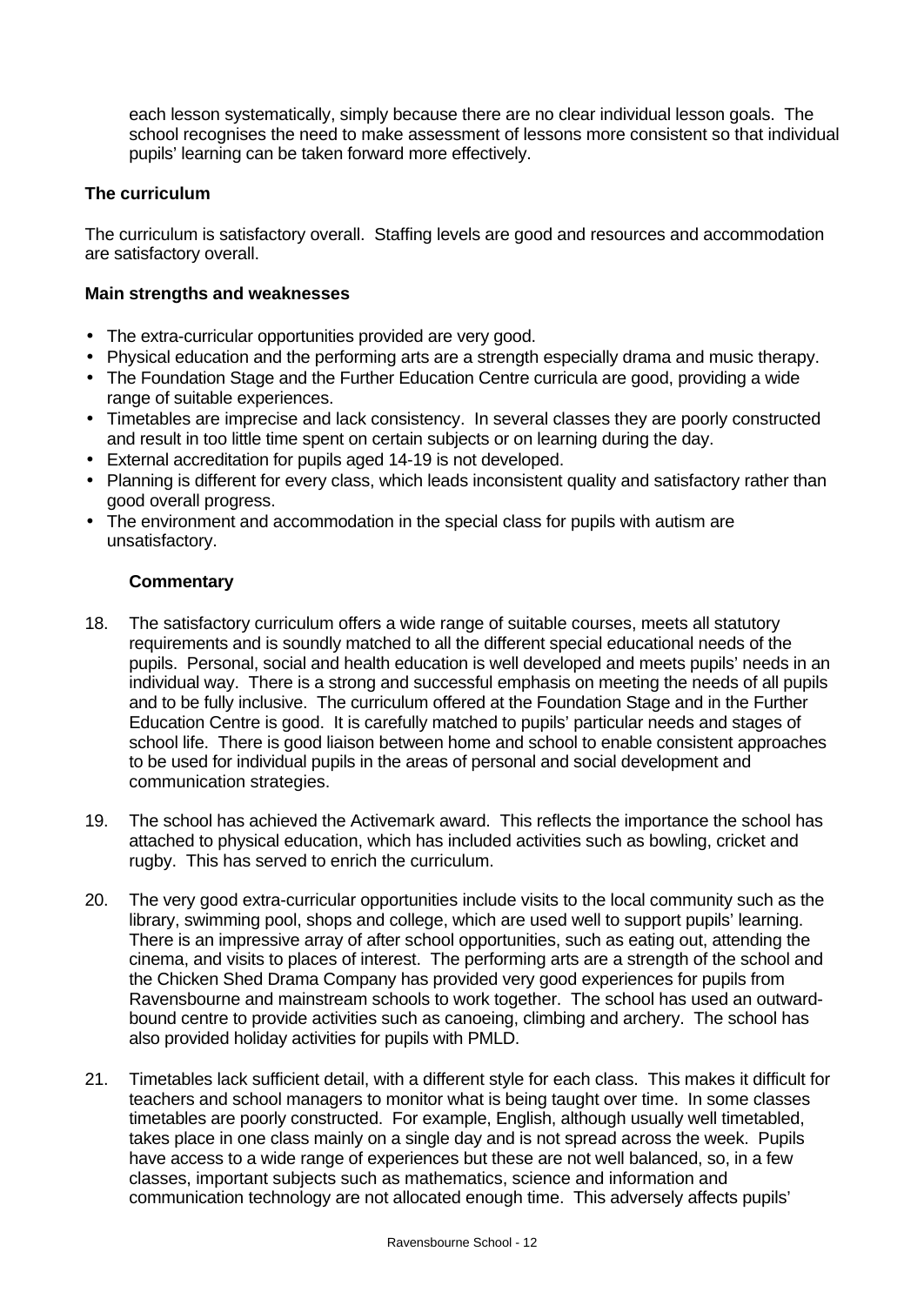each lesson systematically, simply because there are no clear individual lesson goals. The school recognises the need to make assessment of lessons more consistent so that individual pupils' learning can be taken forward more effectively.

### The curriculum

The curriculum is satisfactory overall. Staffing levels are good and resources and accommodation are satisfactory overall.

#### Main strengths and weaknesses

- The extra-curricular opportunities provided are very good.
- Physical education and the performing arts are a strength especially drama and music therapy.
- The Foundation Stage and the Further Education Centre curricula are good, providing a wide range of suitable experiences.
- Timetables are imprecise and lack consistency. In several classes they are poorly constructed and result in too little time spent on certain subjects or on learning during the day.
- External accreditation for pupils aged 14-19 is not developed.
- Planning is different for every class, which leads inconsistent quality and satisfactory rather than good overall progress.
- The environment and accommodation in the special class for pupils with autism are unsatisfactory.

#### Commentary

18. The satisfactory curriculum offers a wide range of suitable courses, meets all statutory requirements and is soundly matched to all the different special educational needs of the pupils. Personal, social and health education is well developed and meets pupils' needs in an individual way. There is a strong and successful emphasis on meeting the needs of all pupils and to be fully inclusive. The curriculum offered at the Foundation Stage and in the Further Education Centre is good. It is carefully matched to pupils' particular needs and stages of school life. There is good liaison between home and school to enable consistent approaches to be used for individual pupils in the areas of personal and social development and communication strategies.

19. The school has achieved the Activemark award. This reflects the importance the school has attached to physical education, which has included activities such as bowling, cricket and rugby. This has served to enrich the curriculum.

20. The very good extra-curricular opportunities include visits to the local community such as the library, swimming pool, shops and college, which are used well to support pupils' learning. There is an impressive array of after school opportunities, such as eating out, attending the cinema, and visits to places of interest. The performing arts are a strength of the school and the Chicken Shed Drama Company has provided very good experiences for pupils from Ravensbourne and mainstream schools to work together. The school has used an outward-bound centre to provide activities such as canoeing, climbing and archery. The school has also provided holiday activities for pupils with PMLD.

21. Timetables lack sufficient detail, with a different style for each class. This makes it difficult for teachers and school managers to monitor what is being taught over time. In some classes timetables are poorly constructed. For example, English, although usually well timetabled, takes place in one class mainly on a single day and is not spread across the week. Pupils have access to a wide range of experiences but these are not well balanced, so, in a few classes, important subjects such as mathematics, science and information and communication technology are not allocated enough time. This adversely affects pupils'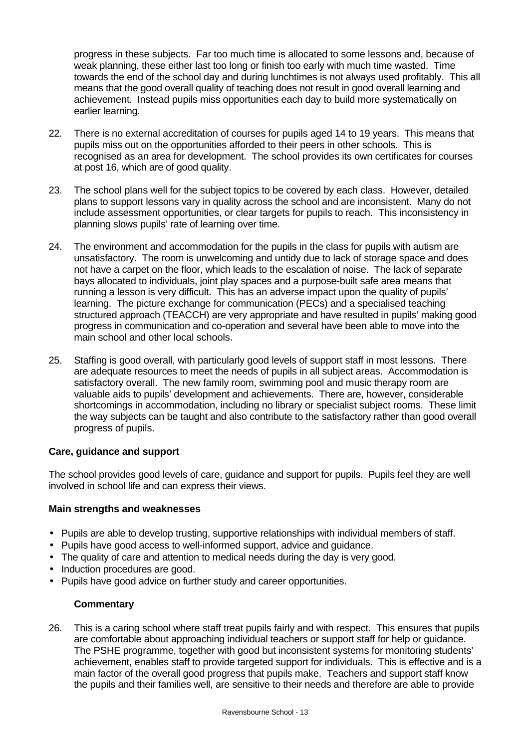progress in these subjects. Far too much time is allocated to some lessons and, because of weak planning, these either last too long or finish too early with much time wasted. Time towards the end of the school day and during lunchtimes is not always used profitably. This all means that the good overall quality of teaching does not result in good overall learning and achievement. Instead pupils miss opportunities each day to build more systematically on earlier learning.

22. There is no external accreditation of courses for pupils aged 14 to 19 years. This means that pupils miss out on the opportunities afforded to their peers in other schools. This is recognised as an area for development. The school provides its own certificates for courses at post 16, which are of good quality.

23. The school plans well for the subject topics to be covered by each class. However, detailed plans to support lessons vary in quality across the school and are inconsistent. Many do not include assessment opportunities, or clear targets for pupils to reach. This inconsistency in planning slows pupils' rate of learning over time.

24. The environment and accommodation for the pupils in the class for pupils with autism are unsatisfactory. The room is unwelcoming and untidy due to lack of storage space and does not have a carpet on the floor, which leads to the escalation of noise. The lack of separate bays allocated to individuals, joint play spaces and a purpose-built safe area means that running a lesson is very difficult. This has an adverse impact upon the quality of pupils' learning. The picture exchange for communication (PECs) and a specialised teaching structured approach (TEACCH) are very appropriate and have resulted in pupils' making good progress in communication and co-operation and several have been able to move into the main school and other local schools.

25. Staffing is good overall, with particularly good levels of support staff in most lessons. There are adequate resources to meet the needs of pupils in all subject areas. Accommodation is satisfactory overall. The new family room, swimming pool and music therapy room are valuable aids to pupils' development and achievements. There are, however, considerable shortcomings in accommodation, including no library or specialist subject rooms. These limit the way subjects can be taught and also contribute to the satisfactory rather than good overall progress of pupils.

## Care, guidance and support

The school provides good levels of care, guidance and support for pupils. Pupils feel they are well involved in school life and can express their views.

### Main strengths and weaknesses

- Pupils are able to develop trusting, supportive relationships with individual members of staff.
- Pupils have good access to well-informed support, advice and guidance.
- The quality of care and attention to medical needs during the day is very good.
- Induction procedures are good.
- Pupils have good advice on further study and career opportunities.

### Commentary

26. This is a caring school where staff treat pupils fairly and with respect. This ensures that pupils are comfortable about approaching individual teachers or support staff for help or guidance. The PSHE programme, together with good but inconsistent systems for monitoring students' achievement, enables staff to provide targeted support for individuals. This is effective and is a main factor of the overall good progress that pupils make. Teachers and support staff know the pupils and their families well, are sensitive to their needs and therefore are able to provide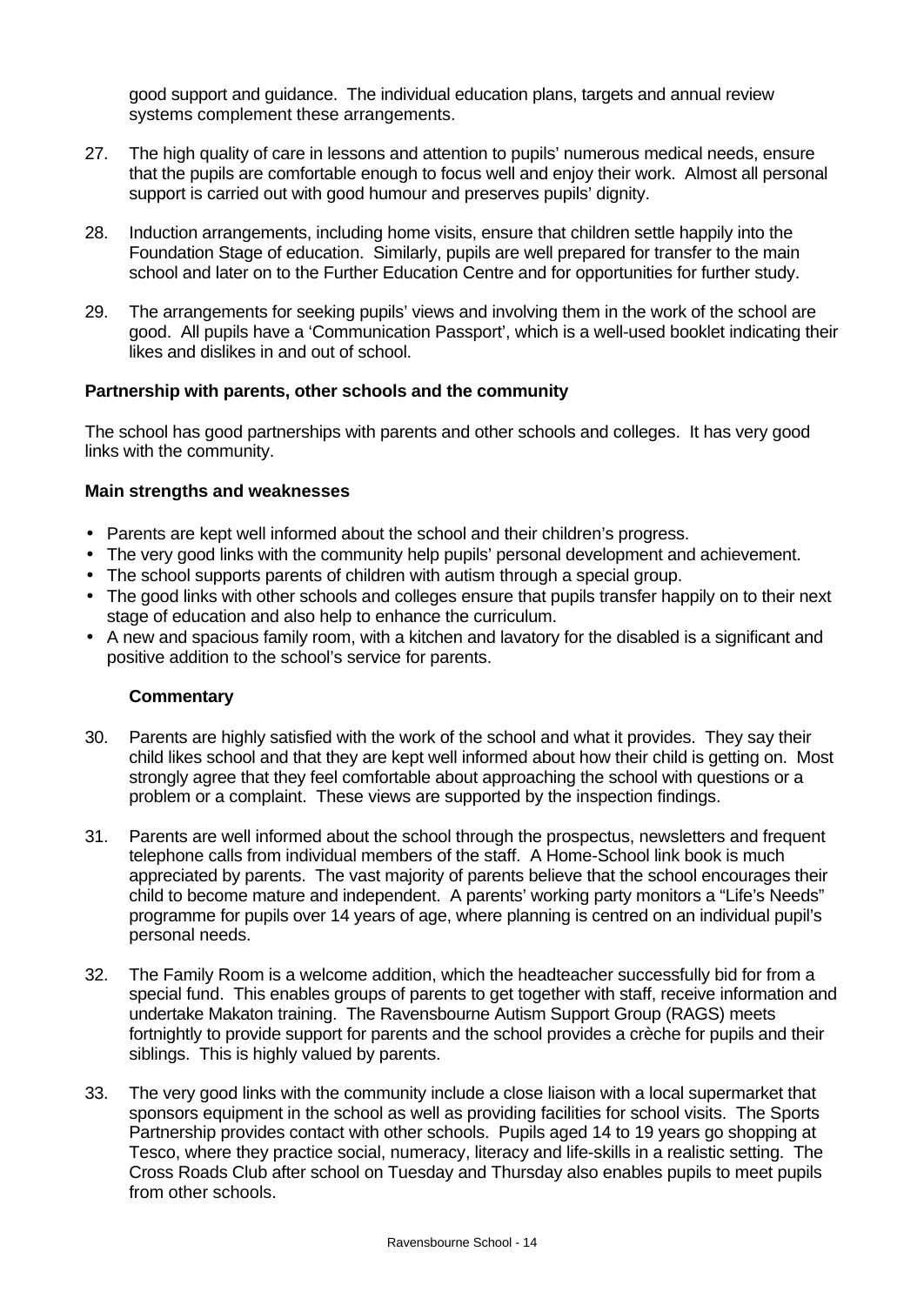good support and guidance. The individual education plans, targets and annual review systems complement these arrangements.

27. The high quality of care in lessons and attention to pupils' numerous medical needs, ensure that the pupils are comfortable enough to focus well and enjoy their work. Almost all personal support is carried out with good humour and preserves pupils' dignity.

28. Induction arrangements, including home visits, ensure that children settle happily into the Foundation Stage of education. Similarly, pupils are well prepared for transfer to the main school and later on to the Further Education Centre and for opportunities for further study.

29. The arrangements for seeking pupils' views and involving them in the work of the school are good. All pupils have a 'Communication Passport', which is a well-used booklet indicating their likes and dislikes in and out of school.

**Partnership with parents, other schools and the community**

The school has good partnerships with parents and other schools and colleges. It has very good links with the community.

**Main strengths and weaknesses**

- Parents are kept well informed about the school and their children's progress.
- The very good links with the community help pupils' personal development and achievement.
- The school supports parents of children with autism through a special group.
- The good links with other schools and colleges ensure that pupils transfer happily on to their next stage of education and also help to enhance the curriculum.
- A new and spacious family room, with a kitchen and lavatory for the disabled is a significant and positive addition to the school's service for parents.

**Commentary**

30. Parents are highly satisfied with the work of the school and what it provides. They say their child likes school and that they are kept well informed about how their child is getting on. Most strongly agree that they feel comfortable about approaching the school with questions or a problem or a complaint. These views are supported by the inspection findings.

31. Parents are well informed about the school through the prospectus, newsletters and frequent telephone calls from individual members of the staff. A Home-School link book is much appreciated by parents. The vast majority of parents believe that the school encourages their child to become mature and independent. A parents' working party monitors a "Life's Needs" programme for pupils over 14 years of age, where planning is centred on an individual pupil's personal needs.

32. The Family Room is a welcome addition, which the headteacher successfully bid for from a special fund. This enables groups of parents to get together with staff, receive information and undertake Makaton training. The Ravensbourne Autism Support Group (RAGS) meets fortnightly to provide support for parents and the school provides a crèche for pupils and their siblings. This is highly valued by parents.

33. The very good links with the community include a close liaison with a local supermarket that sponsors equipment in the school as well as providing facilities for school visits. The Sports Partnership provides contact with other schools. Pupils aged 14 to 19 years go shopping at Tesco, where they practice social, numeracy, literacy and life-skills in a realistic setting. The Cross Roads Club after school on Tuesday and Thursday also enables pupils to meet pupils from other schools.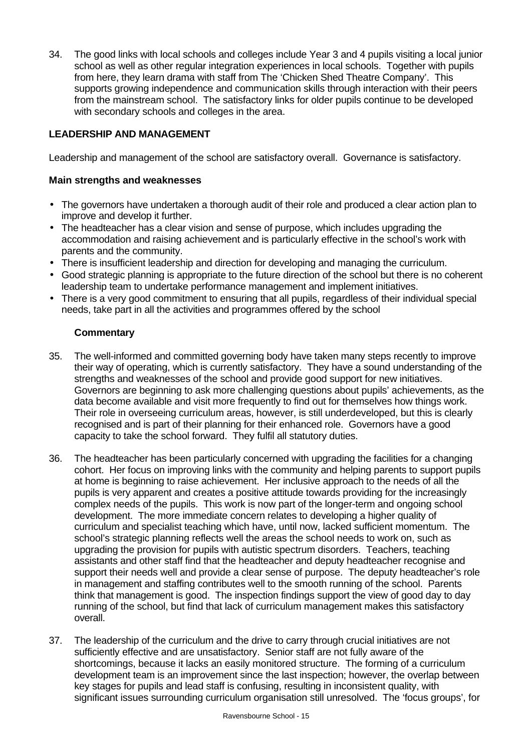34. The good links with local schools and colleges include Year 3 and 4 pupils visiting a local junior school as well as other regular integration experiences in local schools. Together with pupils from here, they learn drama with staff from The 'Chicken Shed Theatre Company'. This supports growing independence and communication skills through interaction with their peers from the mainstream school. The satisfactory links for older pupils continue to be developed with secondary schools and colleges in the area.

## LEADERSHIP AND MANAGEMENT

Leadership and management of the school are satisfactory overall. Governance is satisfactory.

### Main strengths and weaknesses

- The governors have undertaken a thorough audit of their role and produced a clear action plan to improve and develop it further.
- The headteacher has a clear vision and sense of purpose, which includes upgrading the accommodation and raising achievement and is particularly effective in the school's work with parents and the community.
- There is insufficient leadership and direction for developing and managing the curriculum.
- Good strategic planning is appropriate to the future direction of the school but there is no coherent leadership team to undertake performance management and implement initiatives.
- There is a very good commitment to ensuring that all pupils, regardless of their individual special needs, take part in all the activities and programmes offered by the school

### Commentary

35. The well-informed and committed governing body have taken many steps recently to improve their way of operating, which is currently satisfactory. They have a sound understanding of the strengths and weaknesses of the school and provide good support for new initiatives. Governors are beginning to ask more challenging questions about pupils' achievements, as the data become available and visit more frequently to find out for themselves how things work. Their role in overseeing curriculum areas, however, is still underdeveloped, but this is clearly recognised and is part of their planning for their enhanced role. Governors have a good capacity to take the school forward. They fulfil all statutory duties.

36. The headteacher has been particularly concerned with upgrading the facilities for a changing cohort. Her focus on improving links with the community and helping parents to support pupils at home is beginning to raise achievement. Her inclusive approach to the needs of all the pupils is very apparent and creates a positive attitude towards providing for the increasingly complex needs of the pupils. This work is now part of the longer-term and ongoing school development. The more immediate concern relates to developing a higher quality of curriculum and specialist teaching which have, until now, lacked sufficient momentum. The school's strategic planning reflects well the areas the school needs to work on, such as upgrading the provision for pupils with autistic spectrum disorders. Teachers, teaching assistants and other staff find that the headteacher and deputy headteacher recognise and support their needs well and provide a clear sense of purpose. The deputy headteacher's role in management and staffing contributes well to the smooth running of the school. Parents think that management is good. The inspection findings support the view of good day to day running of the school, but find that lack of curriculum management makes this satisfactory overall.

37. The leadership of the curriculum and the drive to carry through crucial initiatives are not sufficiently effective and are unsatisfactory. Senior staff are not fully aware of the shortcomings, because it lacks an easily monitored structure. The forming of a curriculum development team is an improvement since the last inspection; however, the overlap between key stages for pupils and lead staff is confusing, resulting in inconsistent quality, with significant issues surrounding curriculum organisation still unresolved. The 'focus groups', for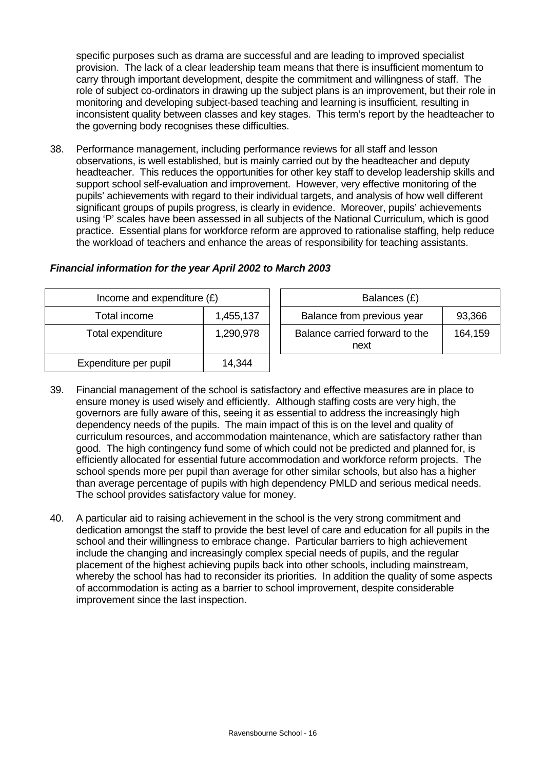specific purposes such as drama are successful and are leading to improved specialist provision. The lack of a clear leadership team means that there is insufficient momentum to carry through important development, despite the commitment and willingness of staff. The role of subject co-ordinators in drawing up the subject plans is an improvement, but their role in monitoring and developing subject-based teaching and learning is insufficient, resulting in inconsistent quality between classes and key stages. This term's report by the headteacher to the governing body recognises these difficulties.

38. Performance management, including performance reviews for all staff and lesson observations, is well established, but is mainly carried out by the headteacher and deputy headteacher. This reduces the opportunities for other key staff to develop leadership skills and support school self-evaluation and improvement. However, very effective monitoring of the pupils' achievements with regard to their individual targets, and analysis of how well different significant groups of pupils progress, is clearly in evidence. Moreover, pupils' achievements using 'P' scales have been assessed in all subjects of the National Curriculum, which is good practice. Essential plans for workforce reform are approved to rationalise staffing, help reduce the workload of teachers and enhance the areas of responsibility for teaching assistants.

***Financial information for the year April 2002 to March 2003***

| Income and expenditure (£) | |
|---|---|
| Total income | 1,455,137 |
| Total expenditure | 1,290,978 |
| Expenditure per pupil | 14,344 |

| Balances (£) | |
|---|---|
| Balance from previous year | 93,366 |
| Balance carried forward to the next | 164,159 |

39. Financial management of the school is satisfactory and effective measures are in place to ensure money is used wisely and efficiently. Although staffing costs are very high, the governors are fully aware of this, seeing it as essential to address the increasingly high dependency needs of the pupils. The main impact of this is on the level and quality of curriculum resources, and accommodation maintenance, which are satisfactory rather than good. The high contingency fund some of which could not be predicted and planned for, is efficiently allocated for essential future accommodation and workforce reform projects. The school spends more per pupil than average for other similar schools, but also has a higher than average percentage of pupils with high dependency PMLD and serious medical needs. The school provides satisfactory value for money.

40. A particular aid to raising achievement in the school is the very strong commitment and dedication amongst the staff to provide the best level of care and education for all pupils in the school and their willingness to embrace change. Particular barriers to high achievement include the changing and increasingly complex special needs of pupils, and the regular placement of the highest achieving pupils back into other schools, including mainstream, whereby the school has had to reconsider its priorities. In addition the quality of some aspects of accommodation is acting as a barrier to school improvement, despite considerable improvement since the last inspection.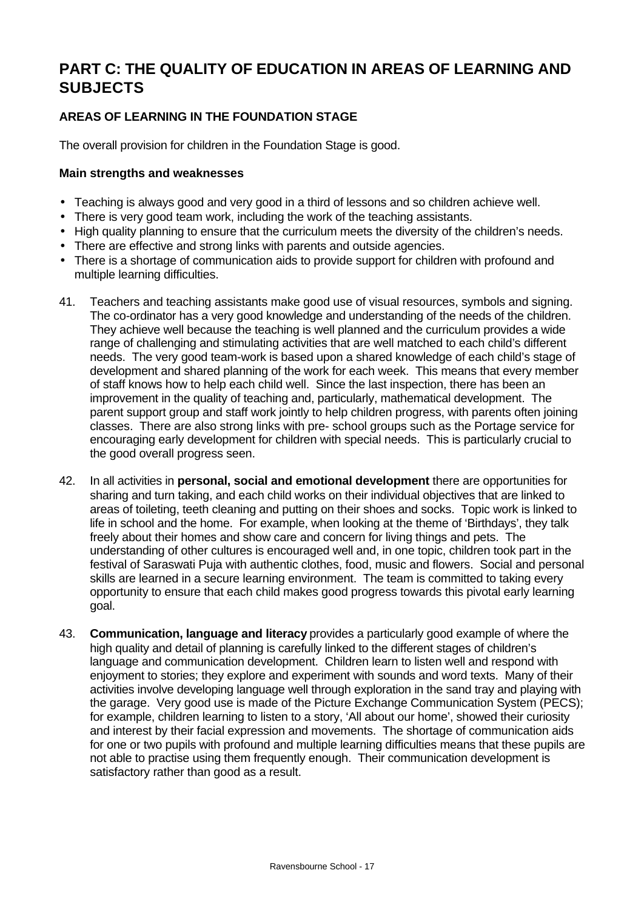# PART C: THE QUALITY OF EDUCATION IN AREAS OF LEARNING AND SUBJECTS

### AREAS OF LEARNING IN THE FOUNDATION STAGE

The overall provision for children in the Foundation Stage is good.

#### Main strengths and weaknesses

- Teaching is always good and very good in a third of lessons and so children achieve well.
- There is very good team work, including the work of the teaching assistants.
- High quality planning to ensure that the curriculum meets the diversity of the children's needs.
- There are effective and strong links with parents and outside agencies.
- There is a shortage of communication aids to provide support for children with profound and multiple learning difficulties.

41. Teachers and teaching assistants make good use of visual resources, symbols and signing. The co-ordinator has a very good knowledge and understanding of the needs of the children. They achieve well because the teaching is well planned and the curriculum provides a wide range of challenging and stimulating activities that are well matched to each child's different needs. The very good team-work is based upon a shared knowledge of each child's stage of development and shared planning of the work for each week. This means that every member of staff knows how to help each child well. Since the last inspection, there has been an improvement in the quality of teaching and, particularly, mathematical development. The parent support group and staff work jointly to help children progress, with parents often joining classes. There are also strong links with pre- school groups such as the Portage service for encouraging early development for children with special needs. This is particularly crucial to the good overall progress seen.

42. In all activities in **personal, social and emotional development** there are opportunities for sharing and turn taking, and each child works on their individual objectives that are linked to areas of toileting, teeth cleaning and putting on their shoes and socks. Topic work is linked to life in school and the home. For example, when looking at the theme of 'Birthdays', they talk freely about their homes and show care and concern for living things and pets. The understanding of other cultures is encouraged well and, in one topic, children took part in the festival of Saraswati Puja with authentic clothes, food, music and flowers. Social and personal skills are learned in a secure learning environment. The team is committed to taking every opportunity to ensure that each child makes good progress towards this pivotal early learning goal.

43. **Communication, language and literacy** provides a particularly good example of where the high quality and detail of planning is carefully linked to the different stages of children's language and communication development. Children learn to listen well and respond with enjoyment to stories; they explore and experiment with sounds and word texts. Many of their activities involve developing language well through exploration in the sand tray and playing with the garage. Very good use is made of the Picture Exchange Communication System (PECS); for example, children learning to listen to a story, 'All about our home', showed their curiosity and interest by their facial expression and movements. The shortage of communication aids for one or two pupils with profound and multiple learning difficulties means that these pupils are not able to practise using them frequently enough. Their communication development is satisfactory rather than good as a result.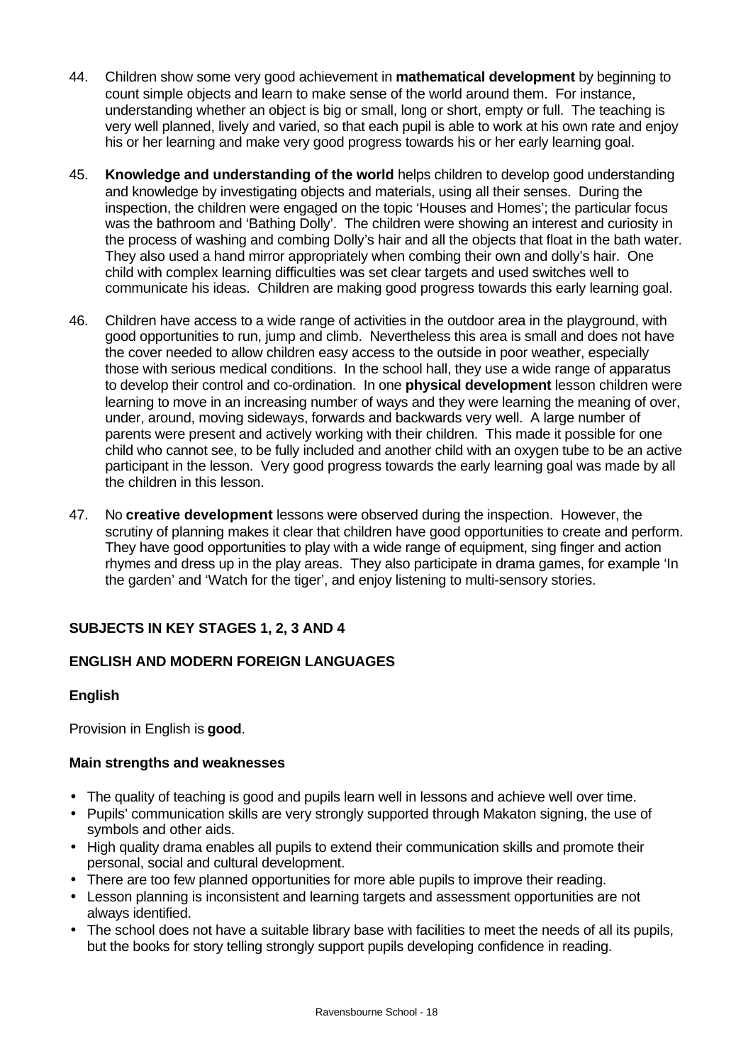44. Children show some very good achievement in **mathematical development** by beginning to count simple objects and learn to make sense of the world around them. For instance, understanding whether an object is big or small, long or short, empty or full. The teaching is very well planned, lively and varied, so that each pupil is able to work at his own rate and enjoy his or her learning and make very good progress towards his or her early learning goal.

45. **Knowledge and understanding of the world** helps children to develop good understanding and knowledge by investigating objects and materials, using all their senses. During the inspection, the children were engaged on the topic 'Houses and Homes'; the particular focus was the bathroom and 'Bathing Dolly'. The children were showing an interest and curiosity in the process of washing and combing Dolly's hair and all the objects that float in the bath water. They also used a hand mirror appropriately when combing their own and dolly's hair. One child with complex learning difficulties was set clear targets and used switches well to communicate his ideas. Children are making good progress towards this early learning goal.

46. Children have access to a wide range of activities in the outdoor area in the playground, with good opportunities to run, jump and climb. Nevertheless this area is small and does not have the cover needed to allow children easy access to the outside in poor weather, especially those with serious medical conditions. In the school hall, they use a wide range of apparatus to develop their control and co-ordination. In one **physical development** lesson children were learning to move in an increasing number of ways and they were learning the meaning of over, under, around, moving sideways, forwards and backwards very well. A large number of parents were present and actively working with their children. This made it possible for one child who cannot see, to be fully included and another child with an oxygen tube to be an active participant in the lesson. Very good progress towards the early learning goal was made by all the children in this lesson.

47. No **creative development** lessons were observed during the inspection. However, the scrutiny of planning makes it clear that children have good opportunities to create and perform. They have good opportunities to play with a wide range of equipment, sing finger and action rhymes and dress up in the play areas. They also participate in drama games, for example 'In the garden' and 'Watch for the tiger', and enjoy listening to multi-sensory stories.

## SUBJECTS IN KEY STAGES 1, 2, 3 AND 4

## ENGLISH AND MODERN FOREIGN LANGUAGES

### English

Provision in English is **good**.

#### Main strengths and weaknesses

- The quality of teaching is good and pupils learn well in lessons and achieve well over time.
- Pupils' communication skills are very strongly supported through Makaton signing, the use of symbols and other aids.
- High quality drama enables all pupils to extend their communication skills and promote their personal, social and cultural development.
- There are too few planned opportunities for more able pupils to improve their reading.
- Lesson planning is inconsistent and learning targets and assessment opportunities are not always identified.
- The school does not have a suitable library base with facilities to meet the needs of all its pupils, but the books for story telling strongly support pupils developing confidence in reading.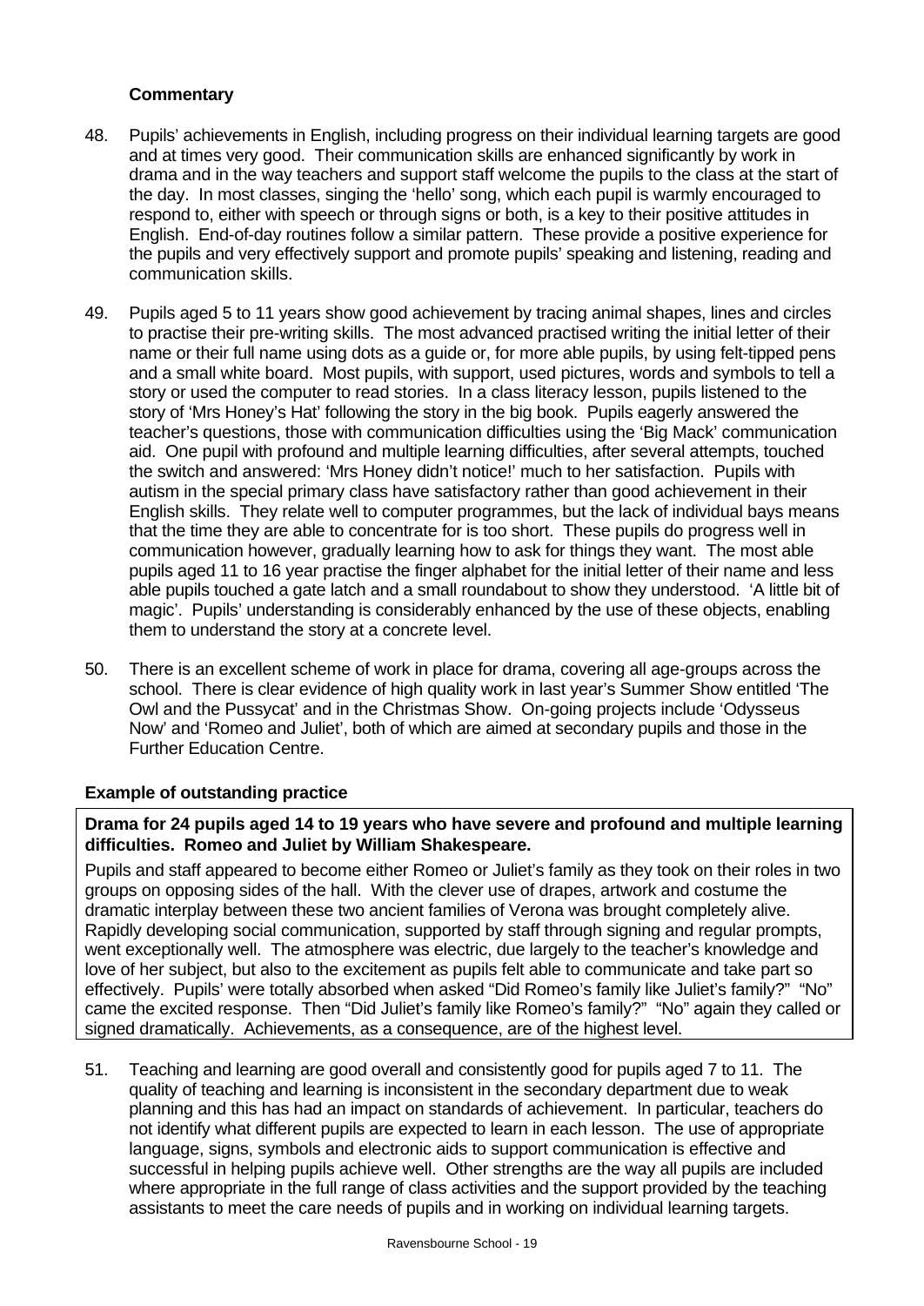**Commentary**

48. Pupils' achievements in English, including progress on their individual learning targets are good and at times very good. Their communication skills are enhanced significantly by work in drama and in the way teachers and support staff welcome the pupils to the class at the start of the day. In most classes, singing the 'hello' song, which each pupil is warmly encouraged to respond to, either with speech or through signs or both, is a key to their positive attitudes in English. End-of-day routines follow a similar pattern. These provide a positive experience for the pupils and very effectively support and promote pupils' speaking and listening, reading and communication skills.

49. Pupils aged 5 to 11 years show good achievement by tracing animal shapes, lines and circles to practise their pre-writing skills. The most advanced practised writing the initial letter of their name or their full name using dots as a guide or, for more able pupils, by using felt-tipped pens and a small white board. Most pupils, with support, used pictures, words and symbols to tell a story or used the computer to read stories. In a class literacy lesson, pupils listened to the story of 'Mrs Honey's Hat' following the story in the big book. Pupils eagerly answered the teacher's questions, those with communication difficulties using the 'Big Mack' communication aid. One pupil with profound and multiple learning difficulties, after several attempts, touched the switch and answered: 'Mrs Honey didn't notice!' much to her satisfaction. Pupils with autism in the special primary class have satisfactory rather than good achievement in their English skills. They relate well to computer programmes, but the lack of individual bays means that the time they are able to concentrate for is too short. These pupils do progress well in communication however, gradually learning how to ask for things they want. The most able pupils aged 11 to 16 year practise the finger alphabet for the initial letter of their name and less able pupils touched a gate latch and a small roundabout to show they understood. 'A little bit of magic'. Pupils' understanding is considerably enhanced by the use of these objects, enabling them to understand the story at a concrete level.

50. There is an excellent scheme of work in place for drama, covering all age-groups across the school. There is clear evidence of high quality work in last year's Summer Show entitled 'The Owl and the Pussycat' and in the Christmas Show. On-going projects include 'Odysseus Now' and 'Romeo and Juliet', both of which are aimed at secondary pupils and those in the Further Education Centre.

**Example of outstanding practice**

**Drama for 24 pupils aged 14 to 19 years who have severe and profound and multiple learning difficulties. Romeo and Juliet by William Shakespeare.**

Pupils and staff appeared to become either Romeo or Juliet's family as they took on their roles in two groups on opposing sides of the hall. With the clever use of drapes, artwork and costume the dramatic interplay between these two ancient families of Verona was brought completely alive. Rapidly developing social communication, supported by staff through signing and regular prompts, went exceptionally well. The atmosphere was electric, due largely to the teacher's knowledge and love of her subject, but also to the excitement as pupils felt able to communicate and take part so effectively. Pupils' were totally absorbed when asked "Did Romeo's family like Juliet's family?" "No" came the excited response. Then "Did Juliet's family like Romeo's family?" "No" again they called or signed dramatically. Achievements, as a consequence, are of the highest level.

51. Teaching and learning are good overall and consistently good for pupils aged 7 to 11. The quality of teaching and learning is inconsistent in the secondary department due to weak planning and this has had an impact on standards of achievement. In particular, teachers do not identify what different pupils are expected to learn in each lesson. The use of appropriate language, signs, symbols and electronic aids to support communication is effective and successful in helping pupils achieve well. Other strengths are the way all pupils are included where appropriate in the full range of class activities and the support provided by the teaching assistants to meet the care needs of pupils and in working on individual learning targets.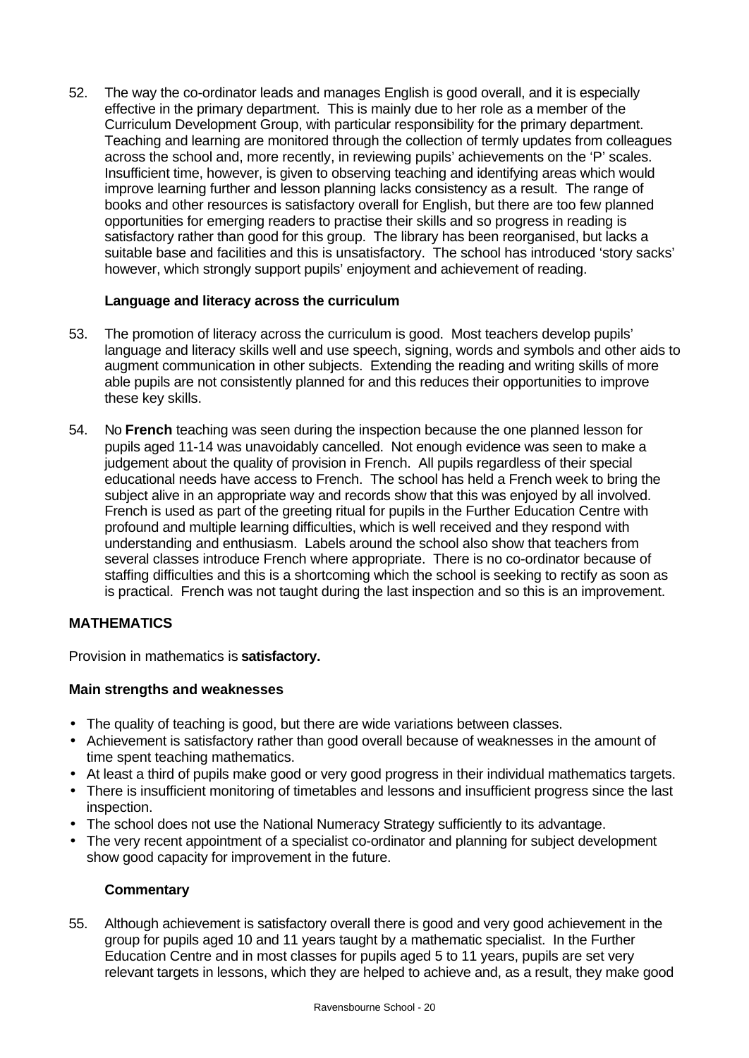52. The way the co-ordinator leads and manages English is good overall, and it is especially effective in the primary department. This is mainly due to her role as a member of the Curriculum Development Group, with particular responsibility for the primary department. Teaching and learning are monitored through the collection of termly updates from colleagues across the school and, more recently, in reviewing pupils' achievements on the 'P' scales. Insufficient time, however, is given to observing teaching and identifying areas which would improve learning further and lesson planning lacks consistency as a result. The range of books and other resources is satisfactory overall for English, but there are too few planned opportunities for emerging readers to practise their skills and so progress in reading is satisfactory rather than good for this group. The library has been reorganised, but lacks a suitable base and facilities and this is unsatisfactory. The school has introduced 'story sacks' however, which strongly support pupils' enjoyment and achievement of reading.

**Language and literacy across the curriculum**

53. The promotion of literacy across the curriculum is good. Most teachers develop pupils' language and literacy skills well and use speech, signing, words and symbols and other aids to augment communication in other subjects. Extending the reading and writing skills of more able pupils are not consistently planned for and this reduces their opportunities to improve these key skills.

54. No **French** teaching was seen during the inspection because the one planned lesson for pupils aged 11-14 was unavoidably cancelled. Not enough evidence was seen to make a judgement about the quality of provision in French. All pupils regardless of their special educational needs have access to French. The school has held a French week to bring the subject alive in an appropriate way and records show that this was enjoyed by all involved. French is used as part of the greeting ritual for pupils in the Further Education Centre with profound and multiple learning difficulties, which is well received and they respond with understanding and enthusiasm. Labels around the school also show that teachers from several classes introduce French where appropriate. There is no co-ordinator because of staffing difficulties and this is a shortcoming which the school is seeking to rectify as soon as is practical. French was not taught during the last inspection and so this is an improvement.

## MATHEMATICS

Provision in mathematics is **satisfactory.**

### Main strengths and weaknesses

- The quality of teaching is good, but there are wide variations between classes.
- Achievement is satisfactory rather than good overall because of weaknesses in the amount of time spent teaching mathematics.
- At least a third of pupils make good or very good progress in their individual mathematics targets.
- There is insufficient monitoring of timetables and lessons and insufficient progress since the last inspection.
- The school does not use the National Numeracy Strategy sufficiently to its advantage.
- The very recent appointment of a specialist co-ordinator and planning for subject development show good capacity for improvement in the future.

**Commentary**

55. Although achievement is satisfactory overall there is good and very good achievement in the group for pupils aged 10 and 11 years taught by a mathematic specialist. In the Further Education Centre and in most classes for pupils aged 5 to 11 years, pupils are set very relevant targets in lessons, which they are helped to achieve and, as a result, they make good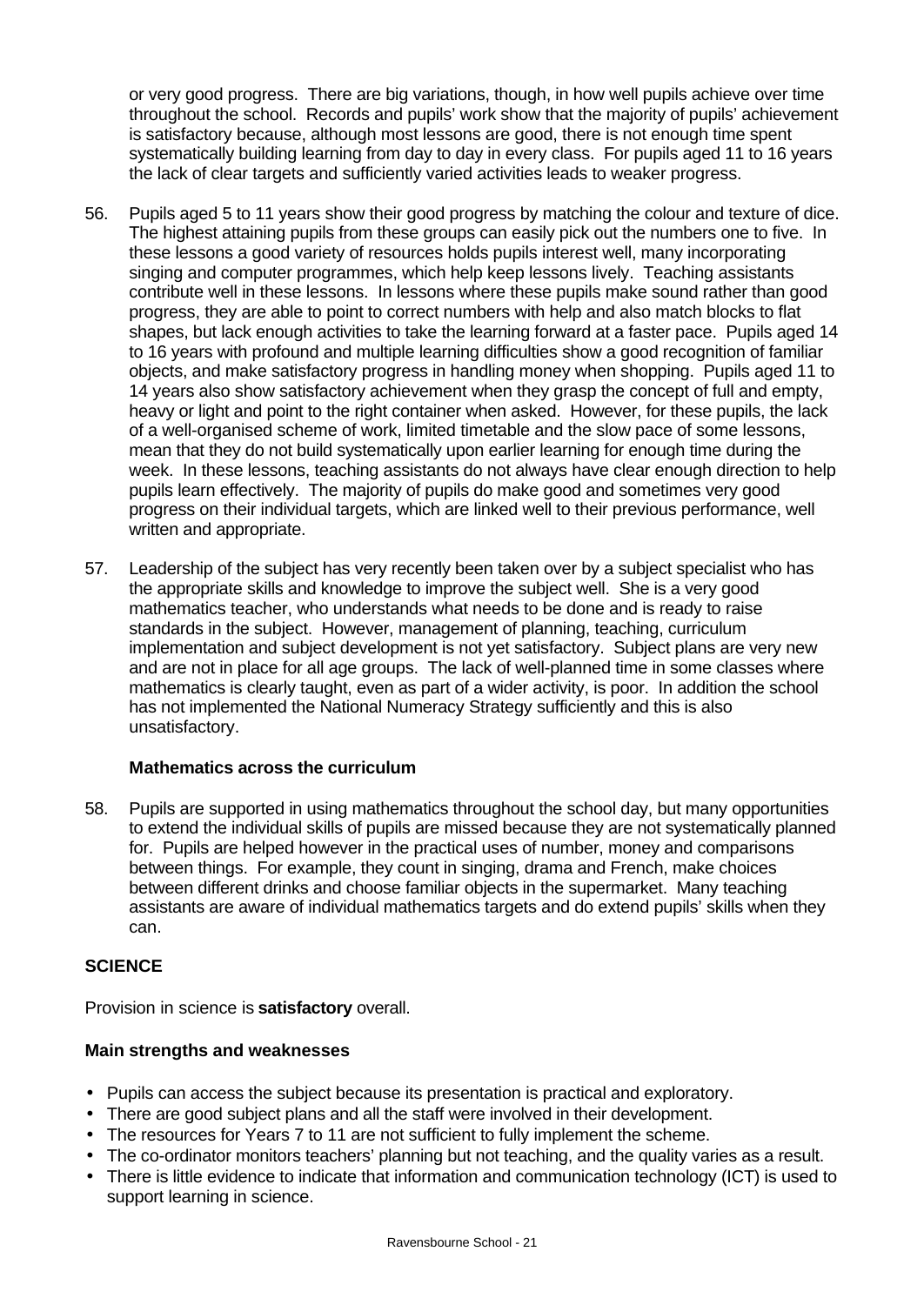or very good progress. There are big variations, though, in how well pupils achieve over time throughout the school. Records and pupils' work show that the majority of pupils' achievement is satisfactory because, although most lessons are good, there is not enough time spent systematically building learning from day to day in every class. For pupils aged 11 to 16 years the lack of clear targets and sufficiently varied activities leads to weaker progress.

56. Pupils aged 5 to 11 years show their good progress by matching the colour and texture of dice. The highest attaining pupils from these groups can easily pick out the numbers one to five. In these lessons a good variety of resources holds pupils interest well, many incorporating singing and computer programmes, which help keep lessons lively. Teaching assistants contribute well in these lessons. In lessons where these pupils make sound rather than good progress, they are able to point to correct numbers with help and also match blocks to flat shapes, but lack enough activities to take the learning forward at a faster pace. Pupils aged 14 to 16 years with profound and multiple learning difficulties show a good recognition of familiar objects, and make satisfactory progress in handling money when shopping. Pupils aged 11 to 14 years also show satisfactory achievement when they grasp the concept of full and empty, heavy or light and point to the right container when asked. However, for these pupils, the lack of a well-organised scheme of work, limited timetable and the slow pace of some lessons, mean that they do not build systematically upon earlier learning for enough time during the week. In these lessons, teaching assistants do not always have clear enough direction to help pupils learn effectively. The majority of pupils do make good and sometimes very good progress on their individual targets, which are linked well to their previous performance, well written and appropriate.

57. Leadership of the subject has very recently been taken over by a subject specialist who has the appropriate skills and knowledge to improve the subject well. She is a very good mathematics teacher, who understands what needs to be done and is ready to raise standards in the subject. However, management of planning, teaching, curriculum implementation and subject development is not yet satisfactory. Subject plans are very new and are not in place for all age groups. The lack of well-planned time in some classes where mathematics is clearly taught, even as part of a wider activity, is poor. In addition the school has not implemented the National Numeracy Strategy sufficiently and this is also unsatisfactory.

### Mathematics across the curriculum

58. Pupils are supported in using mathematics throughout the school day, but many opportunities to extend the individual skills of pupils are missed because they are not systematically planned for. Pupils are helped however in the practical uses of number, money and comparisons between things. For example, they count in singing, drama and French, make choices between different drinks and choose familiar objects in the supermarket. Many teaching assistants are aware of individual mathematics targets and do extend pupils' skills when they can.

## SCIENCE

Provision in science is **satisfactory** overall.

### Main strengths and weaknesses

- Pupils can access the subject because its presentation is practical and exploratory.
- There are good subject plans and all the staff were involved in their development.
- The resources for Years 7 to 11 are not sufficient to fully implement the scheme.
- The co-ordinator monitors teachers' planning but not teaching, and the quality varies as a result.
- There is little evidence to indicate that information and communication technology (ICT) is used to support learning in science.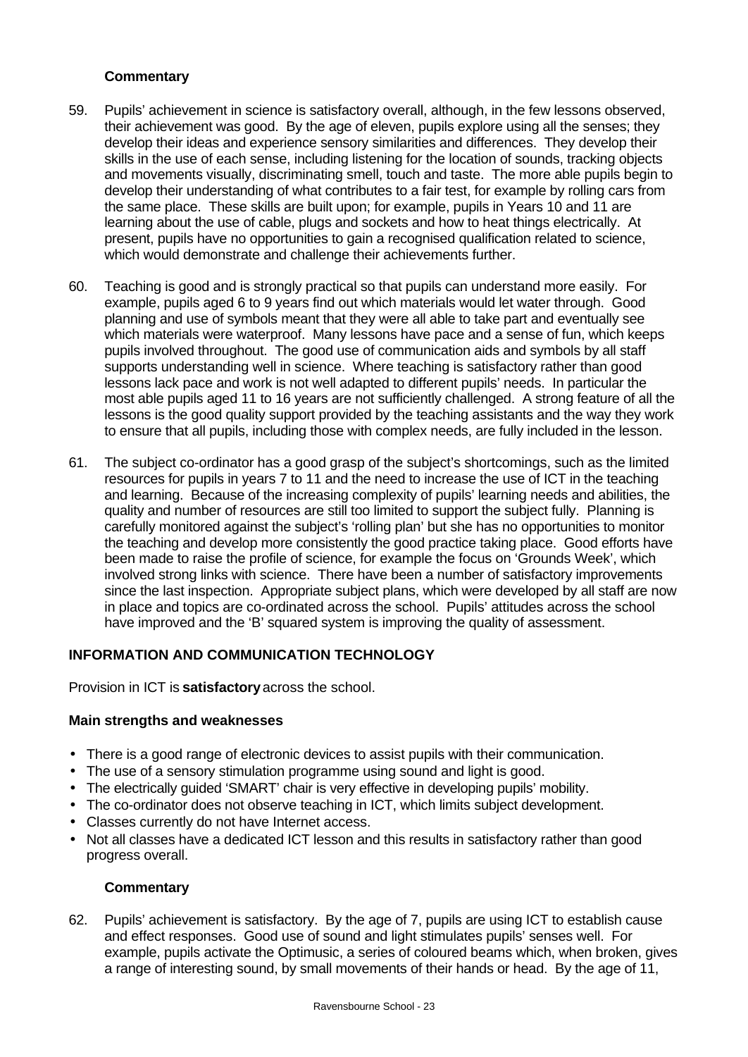### Commentary

59. Pupils' achievement in science is satisfactory overall, although, in the few lessons observed, their achievement was good. By the age of eleven, pupils explore using all the senses; they develop their ideas and experience sensory similarities and differences. They develop their skills in the use of each sense, including listening for the location of sounds, tracking objects and movements visually, discriminating smell, touch and taste. The more able pupils begin to develop their understanding of what contributes to a fair test, for example by rolling cars from the same place. These skills are built upon; for example, pupils in Years 10 and 11 are learning about the use of cable, plugs and sockets and how to heat things electrically. At present, pupils have no opportunities to gain a recognised qualification related to science, which would demonstrate and challenge their achievements further.

60. Teaching is good and is strongly practical so that pupils can understand more easily. For example, pupils aged 6 to 9 years find out which materials would let water through. Good planning and use of symbols meant that they were all able to take part and eventually see which materials were waterproof. Many lessons have pace and a sense of fun, which keeps pupils involved throughout. The good use of communication aids and symbols by all staff supports understanding well in science. Where teaching is satisfactory rather than good lessons lack pace and work is not well adapted to different pupils' needs. In particular the most able pupils aged 11 to 16 years are not sufficiently challenged. A strong feature of all the lessons is the good quality support provided by the teaching assistants and the way they work to ensure that all pupils, including those with complex needs, are fully included in the lesson.

61. The subject co-ordinator has a good grasp of the subject's shortcomings, such as the limited resources for pupils in years 7 to 11 and the need to increase the use of ICT in the teaching and learning. Because of the increasing complexity of pupils' learning needs and abilities, the quality and number of resources are still too limited to support the subject fully. Planning is carefully monitored against the subject's 'rolling plan' but she has no opportunities to monitor the teaching and develop more consistently the good practice taking place. Good efforts have been made to raise the profile of science, for example the focus on 'Grounds Week', which involved strong links with science. There have been a number of satisfactory improvements since the last inspection. Appropriate subject plans, which were developed by all staff are now in place and topics are co-ordinated across the school. Pupils' attitudes across the school have improved and the 'B' squared system is improving the quality of assessment.

## INFORMATION AND COMMUNICATION TECHNOLOGY

Provision in ICT is **satisfactory** across the school.

### Main strengths and weaknesses

- There is a good range of electronic devices to assist pupils with their communication.
- The use of a sensory stimulation programme using sound and light is good.
- The electrically guided 'SMART' chair is very effective in developing pupils' mobility.
- The co-ordinator does not observe teaching in ICT, which limits subject development.
- Classes currently do not have Internet access.
- Not all classes have a dedicated ICT lesson and this results in satisfactory rather than good progress overall.

### Commentary

62. Pupils' achievement is satisfactory. By the age of 7, pupils are using ICT to establish cause and effect responses. Good use of sound and light stimulates pupils' senses well. For example, pupils activate the Optimusic, a series of coloured beams which, when broken, gives a range of interesting sound, by small movements of their hands or head. By the age of 11,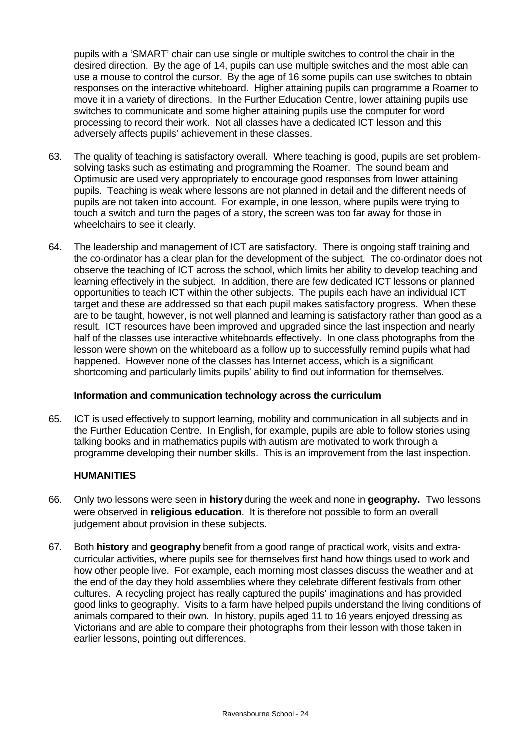pupils with a 'SMART' chair can use single or multiple switches to control the chair in the desired direction. By the age of 14, pupils can use multiple switches and the most able can use a mouse to control the cursor. By the age of 16 some pupils can use switches to obtain responses on the interactive whiteboard. Higher attaining pupils can programme a Roamer to move it in a variety of directions. In the Further Education Centre, lower attaining pupils use switches to communicate and some higher attaining pupils use the computer for word processing to record their work. Not all classes have a dedicated ICT lesson and this adversely affects pupils' achievement in these classes.

63. The quality of teaching is satisfactory overall. Where teaching is good, pupils are set problem-solving tasks such as estimating and programming the Roamer. The sound beam and Optimusic are used very appropriately to encourage good responses from lower attaining pupils. Teaching is weak where lessons are not planned in detail and the different needs of pupils are not taken into account. For example, in one lesson, where pupils were trying to touch a switch and turn the pages of a story, the screen was too far away for those in wheelchairs to see it clearly.

64. The leadership and management of ICT are satisfactory. There is ongoing staff training and the co-ordinator has a clear plan for the development of the subject. The co-ordinator does not observe the teaching of ICT across the school, which limits her ability to develop teaching and learning effectively in the subject. In addition, there are few dedicated ICT lessons or planned opportunities to teach ICT within the other subjects. The pupils each have an individual ICT target and these are addressed so that each pupil makes satisfactory progress. When these are to be taught, however, is not well planned and learning is satisfactory rather than good as a result. ICT resources have been improved and upgraded since the last inspection and nearly half of the classes use interactive whiteboards effectively. In one class photographs from the lesson were shown on the whiteboard as a follow up to successfully remind pupils what had happened. However none of the classes has Internet access, which is a significant shortcoming and particularly limits pupils' ability to find out information for themselves.

### Information and communication technology across the curriculum

65. ICT is used effectively to support learning, mobility and communication in all subjects and in the Further Education Centre. In English, for example, pupils are able to follow stories using talking books and in mathematics pupils with autism are motivated to work through a programme developing their number skills. This is an improvement from the last inspection.

## HUMANITIES

66. Only two lessons were seen in **history** during the week and none in **geography.** Two lessons were observed in **religious education**. It is therefore not possible to form an overall judgement about provision in these subjects.

67. Both **history** and **geography** benefit from a good range of practical work, visits and extra-curricular activities, where pupils see for themselves first hand how things used to work and how other people live. For example, each morning most classes discuss the weather and at the end of the day they hold assemblies where they celebrate different festivals from other cultures. A recycling project has really captured the pupils' imaginations and has provided good links to geography. Visits to a farm have helped pupils understand the living conditions of animals compared to their own. In history, pupils aged 11 to 16 years enjoyed dressing as Victorians and are able to compare their photographs from their lesson with those taken in earlier lessons, pointing out differences.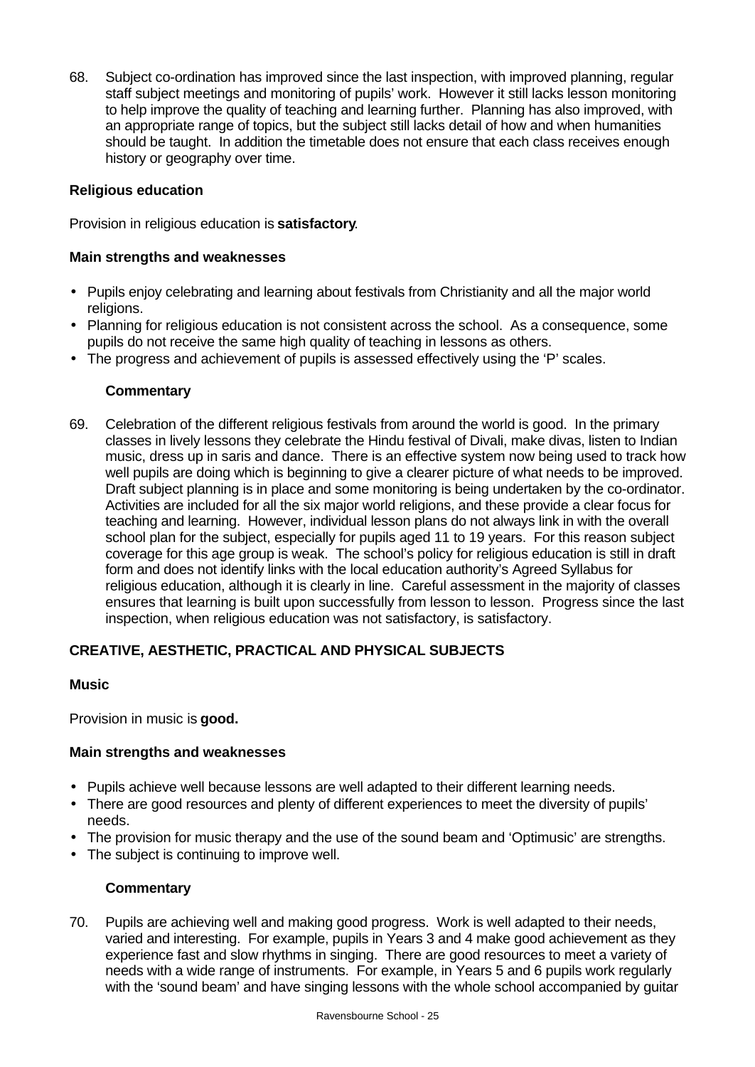68. Subject co-ordination has improved since the last inspection, with improved planning, regular staff subject meetings and monitoring of pupils' work. However it still lacks lesson monitoring to help improve the quality of teaching and learning further. Planning has also improved, with an appropriate range of topics, but the subject still lacks detail of how and when humanities should be taught. In addition the timetable does not ensure that each class receives enough history or geography over time.

**Religious education**

Provision in religious education is **satisfactory**.

**Main strengths and weaknesses**

- Pupils enjoy celebrating and learning about festivals from Christianity and all the major world religions.
- Planning for religious education is not consistent across the school. As a consequence, some pupils do not receive the same high quality of teaching in lessons as others.
- The progress and achievement of pupils is assessed effectively using the 'P' scales.

**Commentary**

69. Celebration of the different religious festivals from around the world is good. In the primary classes in lively lessons they celebrate the Hindu festival of Divali, make divas, listen to Indian music, dress up in saris and dance. There is an effective system now being used to track how well pupils are doing which is beginning to give a clearer picture of what needs to be improved. Draft subject planning is in place and some monitoring is being undertaken by the co-ordinator. Activities are included for all the six major world religions, and these provide a clear focus for teaching and learning. However, individual lesson plans do not always link in with the overall school plan for the subject, especially for pupils aged 11 to 19 years. For this reason subject coverage for this age group is weak. The school's policy for religious education is still in draft form and does not identify links with the local education authority's Agreed Syllabus for religious education, although it is clearly in line. Careful assessment in the majority of classes ensures that learning is built upon successfully from lesson to lesson. Progress since the last inspection, when religious education was not satisfactory, is satisfactory.

**CREATIVE, AESTHETIC, PRACTICAL AND PHYSICAL SUBJECTS**

**Music**

Provision in music is **good.**

**Main strengths and weaknesses**

- Pupils achieve well because lessons are well adapted to their different learning needs.
- There are good resources and plenty of different experiences to meet the diversity of pupils' needs.
- The provision for music therapy and the use of the sound beam and 'Optimusic' are strengths.
- The subject is continuing to improve well.

**Commentary**

70. Pupils are achieving well and making good progress. Work is well adapted to their needs, varied and interesting. For example, pupils in Years 3 and 4 make good achievement as they experience fast and slow rhythms in singing. There are good resources to meet a variety of needs with a wide range of instruments. For example, in Years 5 and 6 pupils work regularly with the 'sound beam' and have singing lessons with the whole school accompanied by guitar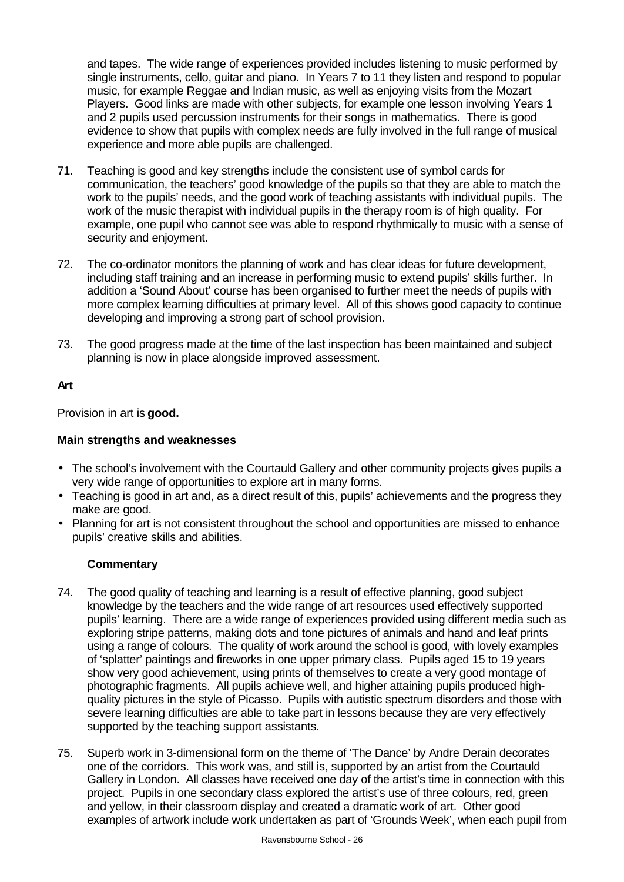and tapes. The wide range of experiences provided includes listening to music performed by single instruments, cello, guitar and piano. In Years 7 to 11 they listen and respond to popular music, for example Reggae and Indian music, as well as enjoying visits from the Mozart Players. Good links are made with other subjects, for example one lesson involving Years 1 and 2 pupils used percussion instruments for their songs in mathematics. There is good evidence to show that pupils with complex needs are fully involved in the full range of musical experience and more able pupils are challenged.

71. Teaching is good and key strengths include the consistent use of symbol cards for communication, the teachers' good knowledge of the pupils so that they are able to match the work to the pupils' needs, and the good work of teaching assistants with individual pupils. The work of the music therapist with individual pupils in the therapy room is of high quality. For example, one pupil who cannot see was able to respond rhythmically to music with a sense of security and enjoyment.

72. The co-ordinator monitors the planning of work and has clear ideas for future development, including staff training and an increase in performing music to extend pupils' skills further. In addition a 'Sound About' course has been organised to further meet the needs of pupils with more complex learning difficulties at primary level. All of this shows good capacity to continue developing and improving a strong part of school provision.

73. The good progress made at the time of the last inspection has been maintained and subject planning is now in place alongside improved assessment.

### Art

Provision in art is **good.**

#### Main strengths and weaknesses

- The school's involvement with the Courtauld Gallery and other community projects gives pupils a very wide range of opportunities to explore art in many forms.
- Teaching is good in art and, as a direct result of this, pupils' achievements and the progress they make are good.
- Planning for art is not consistent throughout the school and opportunities are missed to enhance pupils' creative skills and abilities.

#### Commentary

74. The good quality of teaching and learning is a result of effective planning, good subject knowledge by the teachers and the wide range of art resources used effectively supported pupils' learning. There are a wide range of experiences provided using different media such as exploring stripe patterns, making dots and tone pictures of animals and hand and leaf prints using a range of colours. The quality of work around the school is good, with lovely examples of 'splatter' paintings and fireworks in one upper primary class. Pupils aged 15 to 19 years show very good achievement, using prints of themselves to create a very good montage of photographic fragments. All pupils achieve well, and higher attaining pupils produced high-quality pictures in the style of Picasso. Pupils with autistic spectrum disorders and those with severe learning difficulties are able to take part in lessons because they are very effectively supported by the teaching support assistants.

75. Superb work in 3-dimensional form on the theme of 'The Dance' by Andre Derain decorates one of the corridors. This work was, and still is, supported by an artist from the Courtauld Gallery in London. All classes have received one day of the artist's time in connection with this project. Pupils in one secondary class explored the artist's use of three colours, red, green and yellow, in their classroom display and created a dramatic work of art. Other good examples of artwork include work undertaken as part of 'Grounds Week', when each pupil from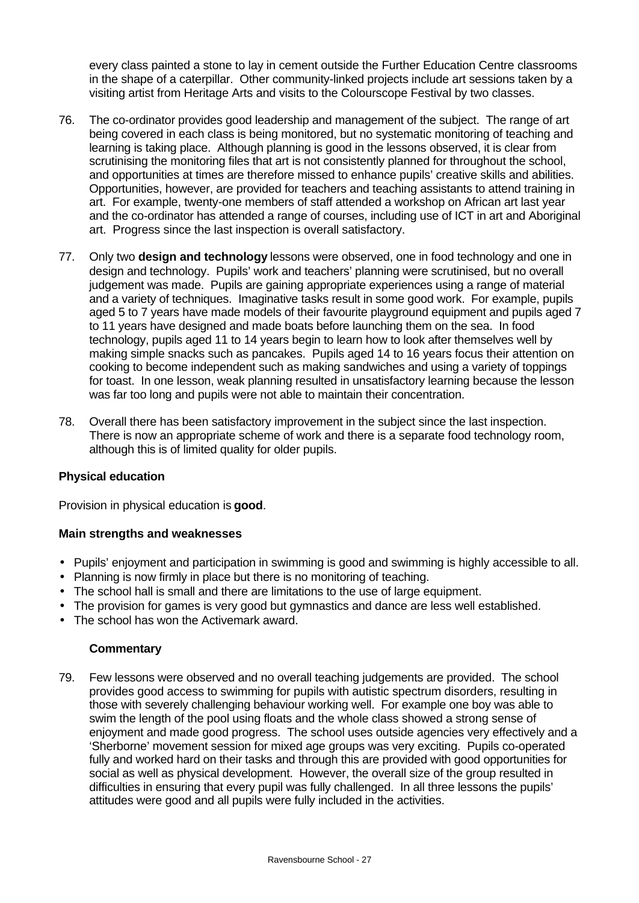every class painted a stone to lay in cement outside the Further Education Centre classrooms in the shape of a caterpillar. Other community-linked projects include art sessions taken by a visiting artist from Heritage Arts and visits to the Colourscope Festival by two classes.

76. The co-ordinator provides good leadership and management of the subject. The range of art being covered in each class is being monitored, but no systematic monitoring of teaching and learning is taking place. Although planning is good in the lessons observed, it is clear from scrutinising the monitoring files that art is not consistently planned for throughout the school, and opportunities at times are therefore missed to enhance pupils' creative skills and abilities. Opportunities, however, are provided for teachers and teaching assistants to attend training in art. For example, twenty-one members of staff attended a workshop on African art last year and the co-ordinator has attended a range of courses, including use of ICT in art and Aboriginal art. Progress since the last inspection is overall satisfactory.

77. Only two **design and technology** lessons were observed, one in food technology and one in design and technology. Pupils' work and teachers' planning were scrutinised, but no overall judgement was made. Pupils are gaining appropriate experiences using a range of material and a variety of techniques. Imaginative tasks result in some good work. For example, pupils aged 5 to 7 years have made models of their favourite playground equipment and pupils aged 7 to 11 years have designed and made boats before launching them on the sea. In food technology, pupils aged 11 to 14 years begin to learn how to look after themselves well by making simple snacks such as pancakes. Pupils aged 14 to 16 years focus their attention on cooking to become independent such as making sandwiches and using a variety of toppings for toast. In one lesson, weak planning resulted in unsatisfactory learning because the lesson was far too long and pupils were not able to maintain their concentration.

78. Overall there has been satisfactory improvement in the subject since the last inspection. There is now an appropriate scheme of work and there is a separate food technology room, although this is of limited quality for older pupils.

### Physical education

Provision in physical education is **good**.

#### Main strengths and weaknesses

- Pupils' enjoyment and participation in swimming is good and swimming is highly accessible to all.
- Planning is now firmly in place but there is no monitoring of teaching.
- The school hall is small and there are limitations to the use of large equipment.
- The provision for games is very good but gymnastics and dance are less well established.
- The school has won the Activemark award.

#### Commentary

79. Few lessons were observed and no overall teaching judgements are provided. The school provides good access to swimming for pupils with autistic spectrum disorders, resulting in those with severely challenging behaviour working well. For example one boy was able to swim the length of the pool using floats and the whole class showed a strong sense of enjoyment and made good progress. The school uses outside agencies very effectively and a 'Sherborne' movement session for mixed age groups was very exciting. Pupils co-operated fully and worked hard on their tasks and through this are provided with good opportunities for social as well as physical development. However, the overall size of the group resulted in difficulties in ensuring that every pupil was fully challenged. In all three lessons the pupils' attitudes were good and all pupils were fully included in the activities.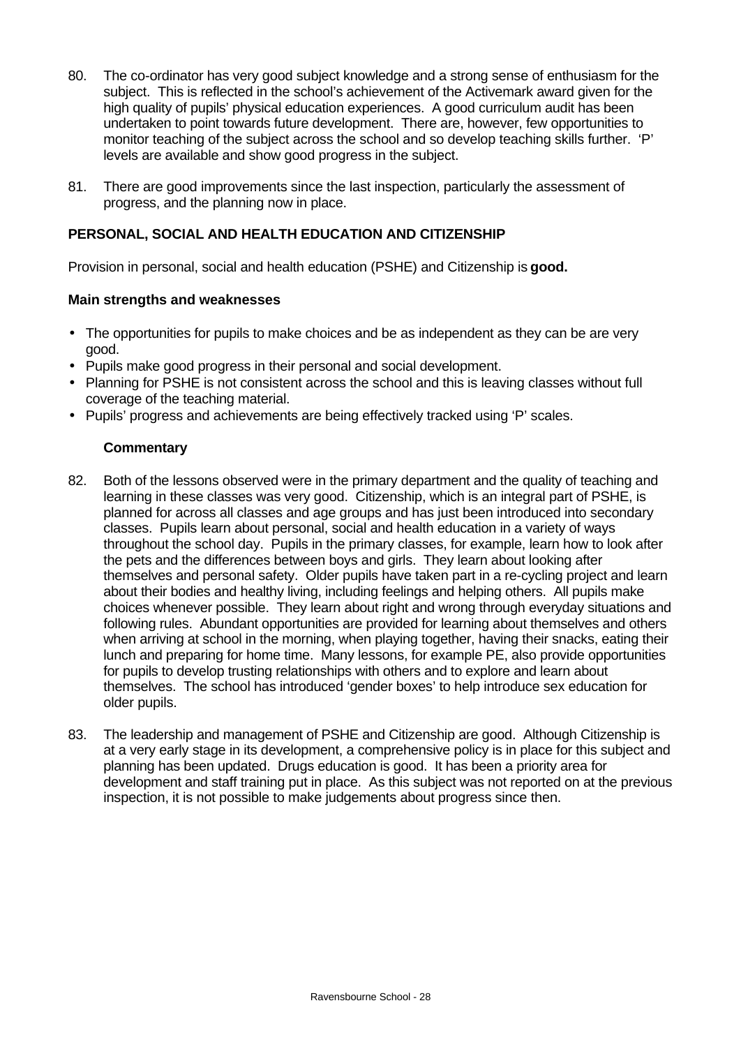80. The co-ordinator has very good subject knowledge and a strong sense of enthusiasm for the subject. This is reflected in the school's achievement of the Activemark award given for the high quality of pupils' physical education experiences. A good curriculum audit has been undertaken to point towards future development. There are, however, few opportunities to monitor teaching of the subject across the school and so develop teaching skills further. 'P' levels are available and show good progress in the subject.

81. There are good improvements since the last inspection, particularly the assessment of progress, and the planning now in place.

## PERSONAL, SOCIAL AND HEALTH EDUCATION AND CITIZENSHIP

Provision in personal, social and health education (PSHE) and Citizenship is **good.**

### Main strengths and weaknesses

- The opportunities for pupils to make choices and be as independent as they can be are very good.
- Pupils make good progress in their personal and social development.
- Planning for PSHE is not consistent across the school and this is leaving classes without full coverage of the teaching material.
- Pupils' progress and achievements are being effectively tracked using 'P' scales.

### Commentary

82. Both of the lessons observed were in the primary department and the quality of teaching and learning in these classes was very good. Citizenship, which is an integral part of PSHE, is planned for across all classes and age groups and has just been introduced into secondary classes. Pupils learn about personal, social and health education in a variety of ways throughout the school day. Pupils in the primary classes, for example, learn how to look after the pets and the differences between boys and girls. They learn about looking after themselves and personal safety. Older pupils have taken part in a re-cycling project and learn about their bodies and healthy living, including feelings and helping others. All pupils make choices whenever possible. They learn about right and wrong through everyday situations and following rules. Abundant opportunities are provided for learning about themselves and others when arriving at school in the morning, when playing together, having their snacks, eating their lunch and preparing for home time. Many lessons, for example PE, also provide opportunities for pupils to develop trusting relationships with others and to explore and learn about themselves. The school has introduced 'gender boxes' to help introduce sex education for older pupils.

83. The leadership and management of PSHE and Citizenship are good. Although Citizenship is at a very early stage in its development, a comprehensive policy is in place for this subject and planning has been updated. Drugs education is good. It has been a priority area for development and staff training put in place. As this subject was not reported on at the previous inspection, it is not possible to make judgements about progress since then.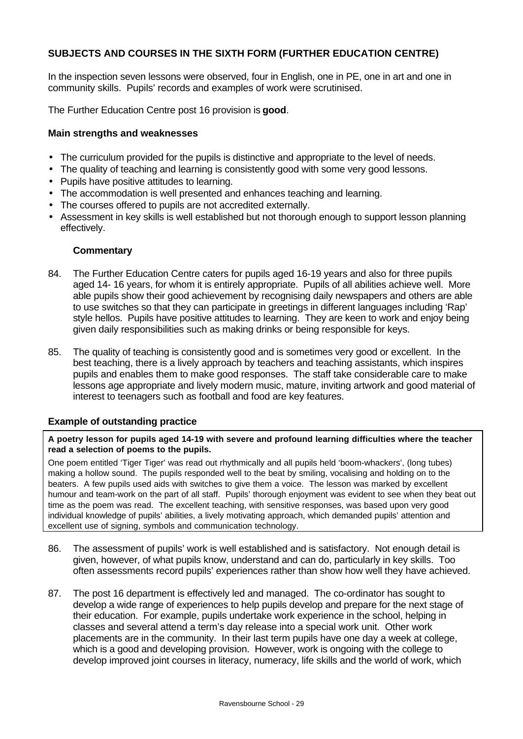### SUBJECTS AND COURSES IN THE SIXTH FORM (FURTHER EDUCATION CENTRE)

In the inspection seven lessons were observed, four in English, one in PE, one in art and one in community skills. Pupils' records and examples of work were scrutinised.

The Further Education Centre post 16 provision is **good**.

#### Main strengths and weaknesses

- The curriculum provided for the pupils is distinctive and appropriate to the level of needs.
- The quality of teaching and learning is consistently good with some very good lessons.
- Pupils have positive attitudes to learning.
- The accommodation is well presented and enhances teaching and learning.
- The courses offered to pupils are not accredited externally.
- Assessment in key skills is well established but not thorough enough to support lesson planning effectively.

**Commentary**

84. The Further Education Centre caters for pupils aged 16-19 years and also for three pupils aged 14- 16 years, for whom it is entirely appropriate. Pupils of all abilities achieve well. More able pupils show their good achievement by recognising daily newspapers and others are able to use switches so that they can participate in greetings in different languages including 'Rap' style hellos. Pupils have positive attitudes to learning. They are keen to work and enjoy being given daily responsibilities such as making drinks or being responsible for keys.

85. The quality of teaching is consistently good and is sometimes very good or excellent. In the best teaching, there is a lively approach by teachers and teaching assistants, which inspires pupils and enables them to make good responses. The staff take considerable care to make lessons age appropriate and lively modern music, mature, inviting artwork and good material of interest to teenagers such as football and food are key features.

#### Example of outstanding practice

**A poetry lesson for pupils aged 14-19 with severe and profound learning difficulties where the teacher read a selection of poems to the pupils.**

One poem entitled 'Tiger Tiger' was read out rhythmically and all pupils held 'boom-whackers', (long tubes) making a hollow sound. The pupils responded well to the beat by smiling, vocalising and holding on to the beaters. A few pupils used aids with switches to give them a voice. The lesson was marked by excellent humour and team-work on the part of all staff. Pupils' thorough enjoyment was evident to see when they beat out time as the poem was read. The excellent teaching, with sensitive responses, was based upon very good individual knowledge of pupils' abilities, a lively motivating approach, which demanded pupils' attention and excellent use of signing, symbols and communication technology.

86. The assessment of pupils' work is well established and is satisfactory. Not enough detail is given, however, of what pupils know, understand and can do, particularly in key skills. Too often assessments record pupils' experiences rather than show how well they have achieved.

87. The post 16 department is effectively led and managed. The co-ordinator has sought to develop a wide range of experiences to help pupils develop and prepare for the next stage of their education. For example, pupils undertake work experience in the school, helping in classes and several attend a term's day release into a special work unit. Other work placements are in the community. In their last term pupils have one day a week at college, which is a good and developing provision. However, work is ongoing with the college to develop improved joint courses in literacy, numeracy, life skills and the world of work, which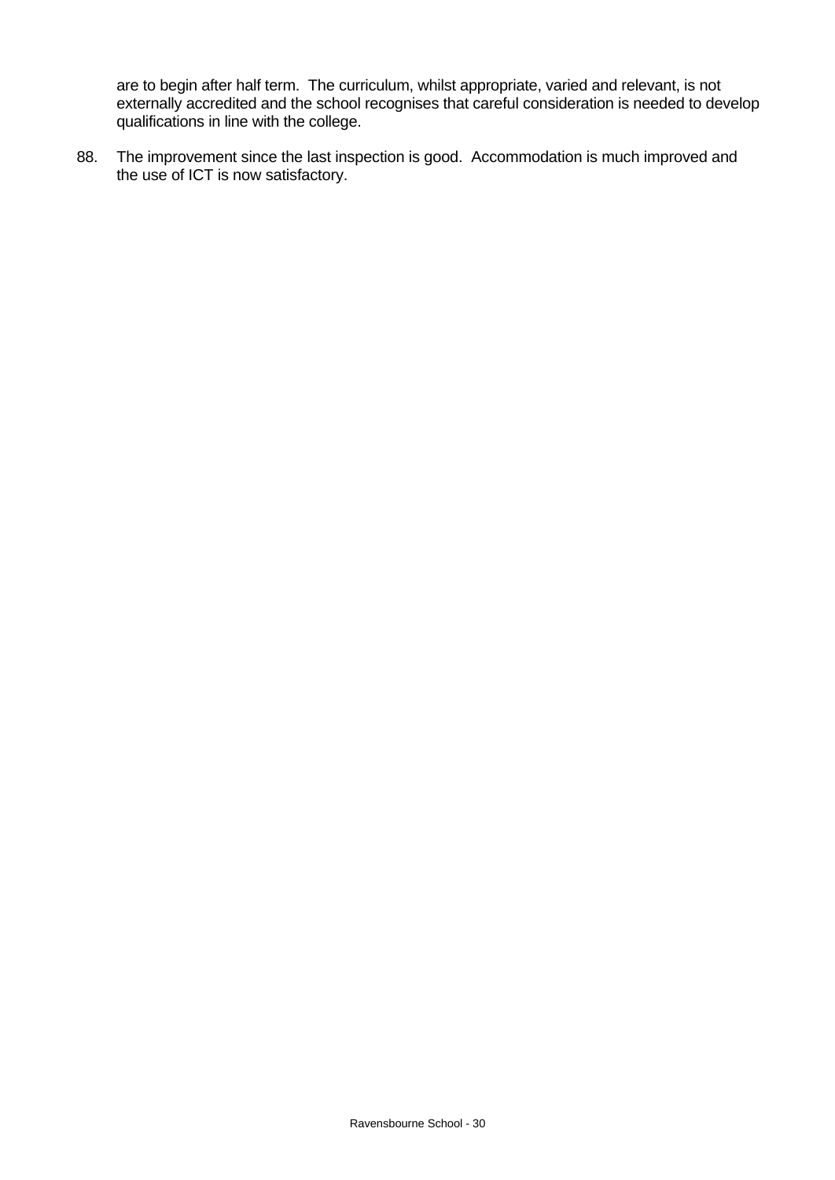are to begin after half term. The curriculum, whilst appropriate, varied and relevant, is not externally accredited and the school recognises that careful consideration is needed to develop qualifications in line with the college.

88. The improvement since the last inspection is good. Accommodation is much improved and the use of ICT is now satisfactory.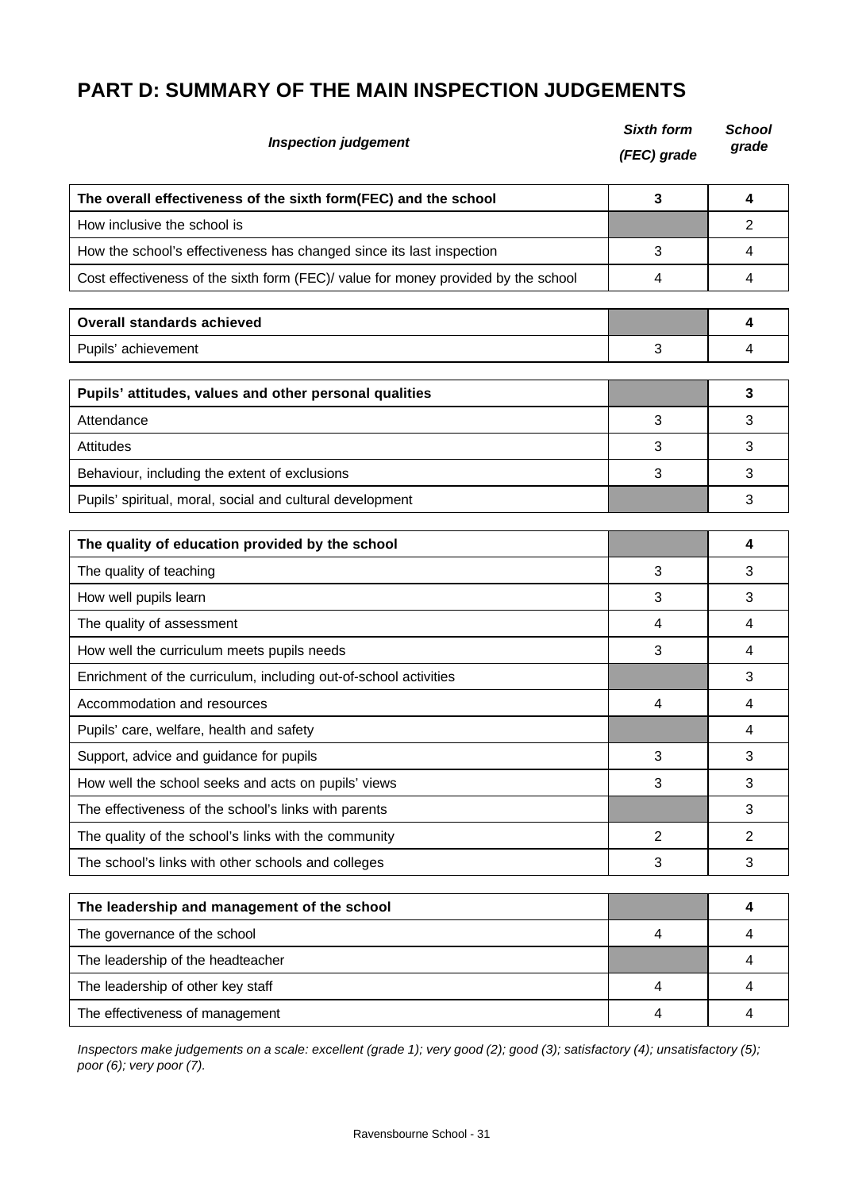# PART D: SUMMARY OF THE MAIN INSPECTION JUDGEMENTS

| *Inspection judgement* | *Sixth form (FEC) grade* | *School grade* |
|---|---|---|
| **The overall effectiveness of the sixth form(FEC) and the school** | **3** | **4** |
| How inclusive the school is | | 2 |
| How the school's effectiveness has changed since its last inspection | 3 | 4 |
| Cost effectiveness of the sixth form (FEC)/ value for money provided by the school | 4 | 4 |
| **Overall standards achieved** | | **4** |
| Pupils' achievement | 3 | 4 |
| **Pupils' attitudes, values and other personal qualities** | | **3** |
| Attendance | 3 | 3 |
| Attitudes | 3 | 3 |
| Behaviour, including the extent of exclusions | 3 | 3 |
| Pupils' spiritual, moral, social and cultural development | | 3 |
| **The quality of education provided by the school** | | **4** |
| The quality of teaching | 3 | 3 |
| How well pupils learn | 3 | 3 |
| The quality of assessment | 4 | 4 |
| How well the curriculum meets pupils needs | 3 | 4 |
| Enrichment of the curriculum, including out-of-school activities | | 3 |
| Accommodation and resources | 4 | 4 |
| Pupils' care, welfare, health and safety | | 4 |
| Support, advice and guidance for pupils | 3 | 3 |
| How well the school seeks and acts on pupils' views | 3 | 3 |
| The effectiveness of the school's links with parents | | 3 |
| The quality of the school's links with the community | 2 | 2 |
| The school's links with other schools and colleges | 3 | 3 |
| **The leadership and management of the school** | | **4** |
| The governance of the school | 4 | 4 |
| The leadership of the headteacher | | 4 |
| The leadership of other key staff | 4 | 4 |
| The effectiveness of management | 4 | 4 |

*Inspectors make judgements on a scale: excellent (grade 1); very good (2); good (3); satisfactory (4); unsatisfactory (5); poor (6); very poor (7).*